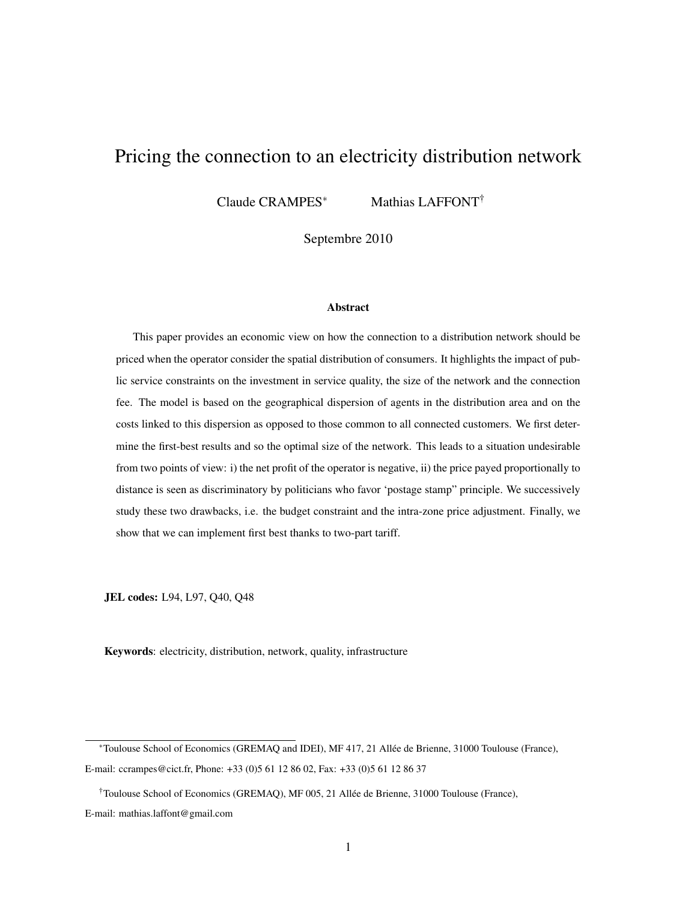# Pricing the connection to an electricity distribution network

Claude CRAMPES[*] Mathias LAFFONT[†]

Septembre 2010

### Abstract

This paper provides an economic view on how the connection to a distribution network should be priced when the operator consider the spatial distribution of consumers. It highlights the impact of public service constraints on the investment in service quality, the size of the network and the connection fee. The model is based on the geographical dispersion of agents in the distribution area and on the costs linked to this dispersion as opposed to those common to all connected customers. We first determine the first-best results and so the optimal size of the network. This leads to a situation undesirable from two points of view: i) the net profit of the operator is negative, ii) the price payed proportionally to distance is seen as discriminatory by politicians who favor 'postage stamp" principle. We successively study these two drawbacks, i.e. the budget constraint and the intra-zone price adjustment. Finally, we show that we can implement first best thanks to two-part tariff.

**JEL codes:** L94, L97, Q40, Q48

**Keywords**: electricity, distribution, network, quality, infrastructure

---

[*] Toulouse School of Economics (GREMAQ and IDEI), MF 417, 21 Allée de Brienne, 31000 Toulouse (France), E-mail: ccrampes@cict.fr, Phone: +33 (0)5 61 12 86 02, Fax: +33 (0)5 61 12 86 37

[†] Toulouse School of Economics (GREMAQ), MF 005, 21 Allée de Brienne, 31000 Toulouse (France), E-mail: mathias.laffont@gmail.com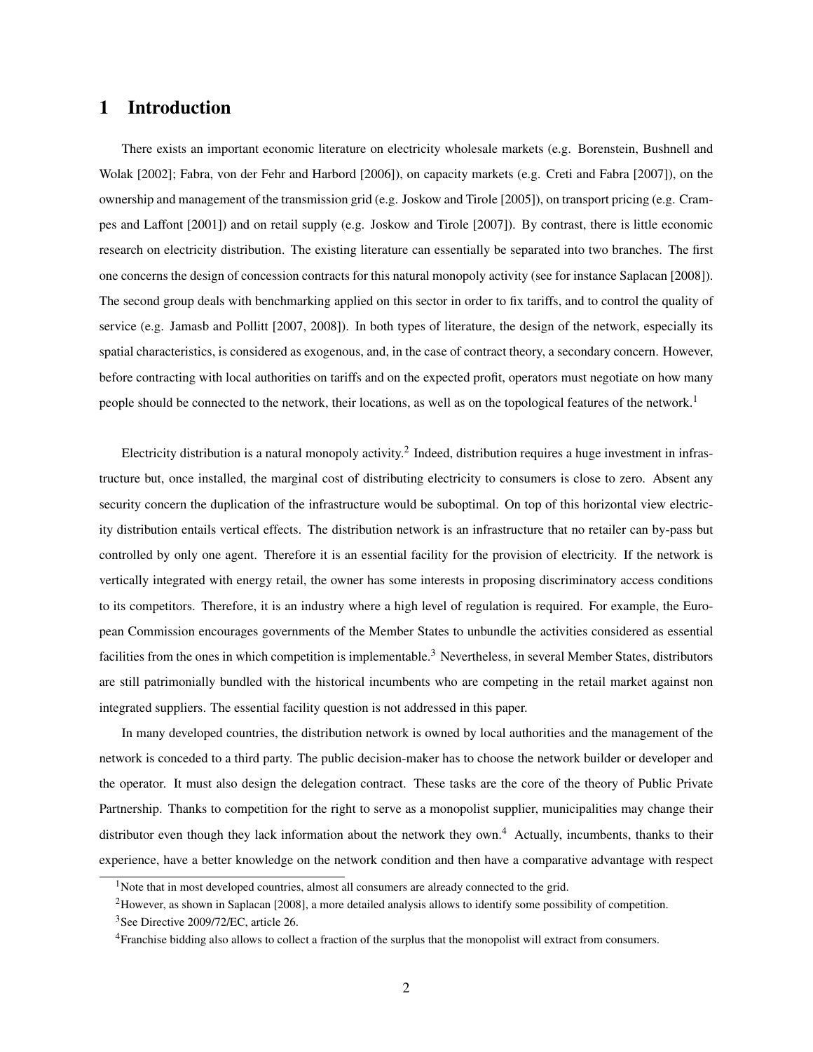# 1 Introduction

There exists an important economic literature on electricity wholesale markets (e.g. Borenstein, Bushnell and Wolak [2002]; Fabra, von der Fehr and Harbord [2006]), on capacity markets (e.g. Creti and Fabra [2007]), on the ownership and management of the transmission grid (e.g. Joskow and Tirole [2005]), on transport pricing (e.g. Crampes and Laffont [2001]) and on retail supply (e.g. Joskow and Tirole [2007]). By contrast, there is little economic research on electricity distribution. The existing literature can essentially be separated into two branches. The first one concerns the design of concession contracts for this natural monopoly activity (see for instance Saplacan [2008]). The second group deals with benchmarking applied on this sector in order to fix tariffs, and to control the quality of service (e.g. Jamasb and Pollitt [2007, 2008]). In both types of literature, the design of the network, especially its spatial characteristics, is considered as exogenous, and, in the case of contract theory, a secondary concern. However, before contracting with local authorities on tariffs and on the expected profit, operators must negotiate on how many people should be connected to the network, their locations, as well as on the topological features of the network.[1]

Electricity distribution is a natural monopoly activity.[2] Indeed, distribution requires a huge investment in infrastructure but, once installed, the marginal cost of distributing electricity to consumers is close to zero. Absent any security concern the duplication of the infrastructure would be suboptimal. On top of this horizontal view electricity distribution entails vertical effects. The distribution network is an infrastructure that no retailer can by-pass but controlled by only one agent. Therefore it is an essential facility for the provision of electricity. If the network is vertically integrated with energy retail, the owner has some interests in proposing discriminatory access conditions to its competitors. Therefore, it is an industry where a high level of regulation is required. For example, the European Commission encourages governments of the Member States to unbundle the activities considered as essential facilities from the ones in which competition is implementable.[3] Nevertheless, in several Member States, distributors are still patrimonially bundled with the historical incumbents who are competing in the retail market against non integrated suppliers. The essential facility question is not addressed in this paper.

In many developed countries, the distribution network is owned by local authorities and the management of the network is conceded to a third party. The public decision-maker has to choose the network builder or developer and the operator. It must also design the delegation contract. These tasks are the core of the theory of Public Private Partnership. Thanks to competition for the right to serve as a monopolist supplier, municipalities may change their distributor even though they lack information about the network they own.[4] Actually, incumbents, thanks to their experience, have a better knowledge on the network condition and then have a comparative advantage with respect

[1] Note that in most developed countries, almost all consumers are already connected to the grid.

[2] However, as shown in Saplacan [2008], a more detailed analysis allows to identify some possibility of competition.

[3] See Directive 2009/72/EC, article 26.

[4] Franchise bidding also allows to collect a fraction of the surplus that the monopolist will extract from consumers.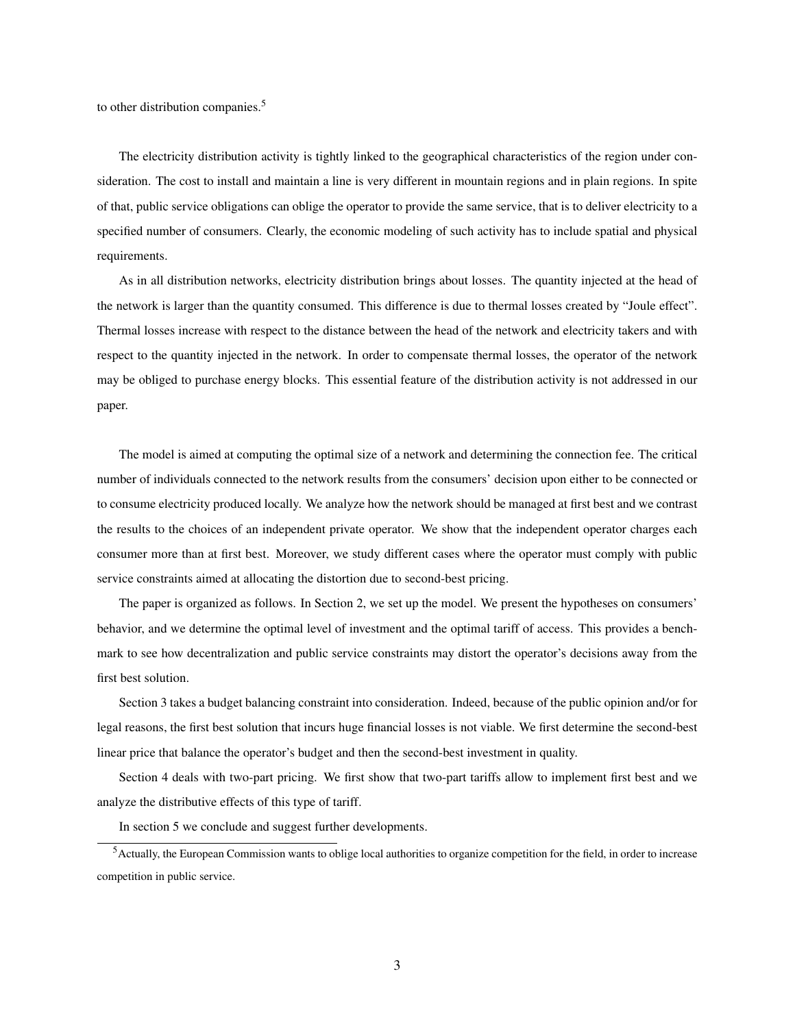to other distribution companies.[5]

The electricity distribution activity is tightly linked to the geographical characteristics of the region under consideration. The cost to install and maintain a line is very different in mountain regions and in plain regions. In spite of that, public service obligations can oblige the operator to provide the same service, that is to deliver electricity to a specified number of consumers. Clearly, the economic modeling of such activity has to include spatial and physical requirements.

As in all distribution networks, electricity distribution brings about losses. The quantity injected at the head of the network is larger than the quantity consumed. This difference is due to thermal losses created by "Joule effect". Thermal losses increase with respect to the distance between the head of the network and electricity takers and with respect to the quantity injected in the network. In order to compensate thermal losses, the operator of the network may be obliged to purchase energy blocks. This essential feature of the distribution activity is not addressed in our paper.

The model is aimed at computing the optimal size of a network and determining the connection fee. The critical number of individuals connected to the network results from the consumers' decision upon either to be connected or to consume electricity produced locally. We analyze how the network should be managed at first best and we contrast the results to the choices of an independent private operator. We show that the independent operator charges each consumer more than at first best. Moreover, we study different cases where the operator must comply with public service constraints aimed at allocating the distortion due to second-best pricing.

The paper is organized as follows. In Section 2, we set up the model. We present the hypotheses on consumers' behavior, and we determine the optimal level of investment and the optimal tariff of access. This provides a benchmark to see how decentralization and public service constraints may distort the operator's decisions away from the first best solution.

Section 3 takes a budget balancing constraint into consideration. Indeed, because of the public opinion and/or for legal reasons, the first best solution that incurs huge financial losses is not viable. We first determine the second-best linear price that balance the operator's budget and then the second-best investment in quality.

Section 4 deals with two-part pricing. We first show that two-part tariffs allow to implement first best and we analyze the distributive effects of this type of tariff.

In section 5 we conclude and suggest further developments.

[5] Actually, the European Commission wants to oblige local authorities to organize competition for the field, in order to increase competition in public service.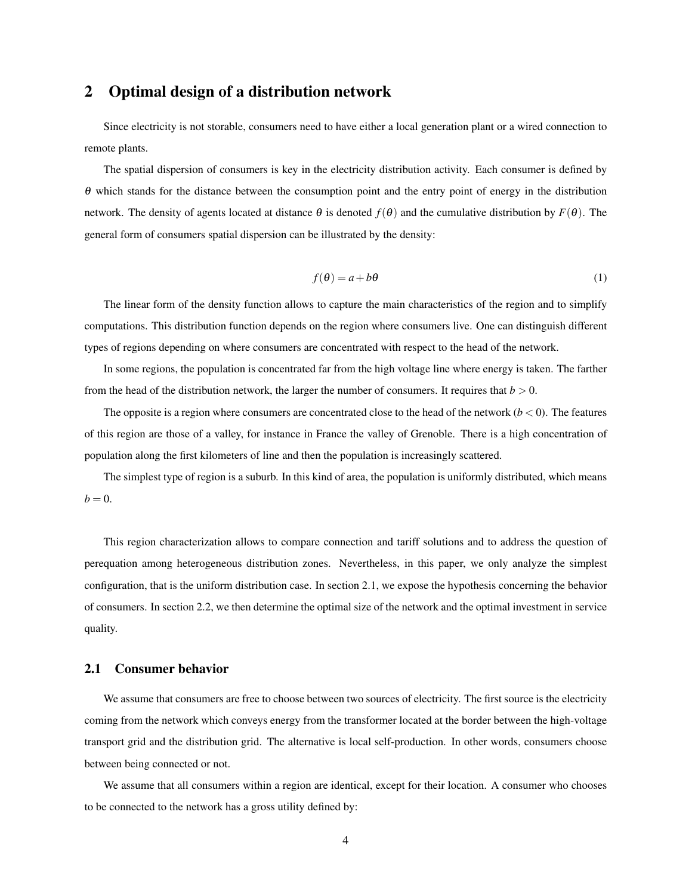## 2 Optimal design of a distribution network

Since electricity is not storable, consumers need to have either a local generation plant or a wired connection to remote plants.

The spatial dispersion of consumers is key in the electricity distribution activity. Each consumer is defined by $\theta$ which stands for the distance between the consumption point and the entry point of energy in the distribution network. The density of agents located at distance $\theta$ is denoted $f(\theta)$ and the cumulative distribution by $F(\theta)$. The general form of consumers spatial dispersion can be illustrated by the density:

$$f(\theta) = a + b\theta \tag{1}$$

The linear form of the density function allows to capture the main characteristics of the region and to simplify computations. This distribution function depends on the region where consumers live. One can distinguish different types of regions depending on where consumers are concentrated with respect to the head of the network.

In some regions, the population is concentrated far from the high voltage line where energy is taken. The farther from the head of the distribution network, the larger the number of consumers. It requires that $b > 0$.

The opposite is a region where consumers are concentrated close to the head of the network ($b < 0$). The features of this region are those of a valley, for instance in France the valley of Grenoble. There is a high concentration of population along the first kilometers of line and then the population is increasingly scattered.

The simplest type of region is a suburb. In this kind of area, the population is uniformly distributed, which means $b = 0$.

This region characterization allows to compare connection and tariff solutions and to address the question of perequation among heterogeneous distribution zones. Nevertheless, in this paper, we only analyze the simplest configuration, that is the uniform distribution case. In section 2.1, we expose the hypothesis concerning the behavior of consumers. In section 2.2, we then determine the optimal size of the network and the optimal investment in service quality.

### 2.1 Consumer behavior

We assume that consumers are free to choose between two sources of electricity. The first source is the electricity coming from the network which conveys energy from the transformer located at the border between the high-voltage transport grid and the distribution grid. The alternative is local self-production. In other words, consumers choose between being connected or not.

We assume that all consumers within a region are identical, except for their location. A consumer who chooses to be connected to the network has a gross utility defined by: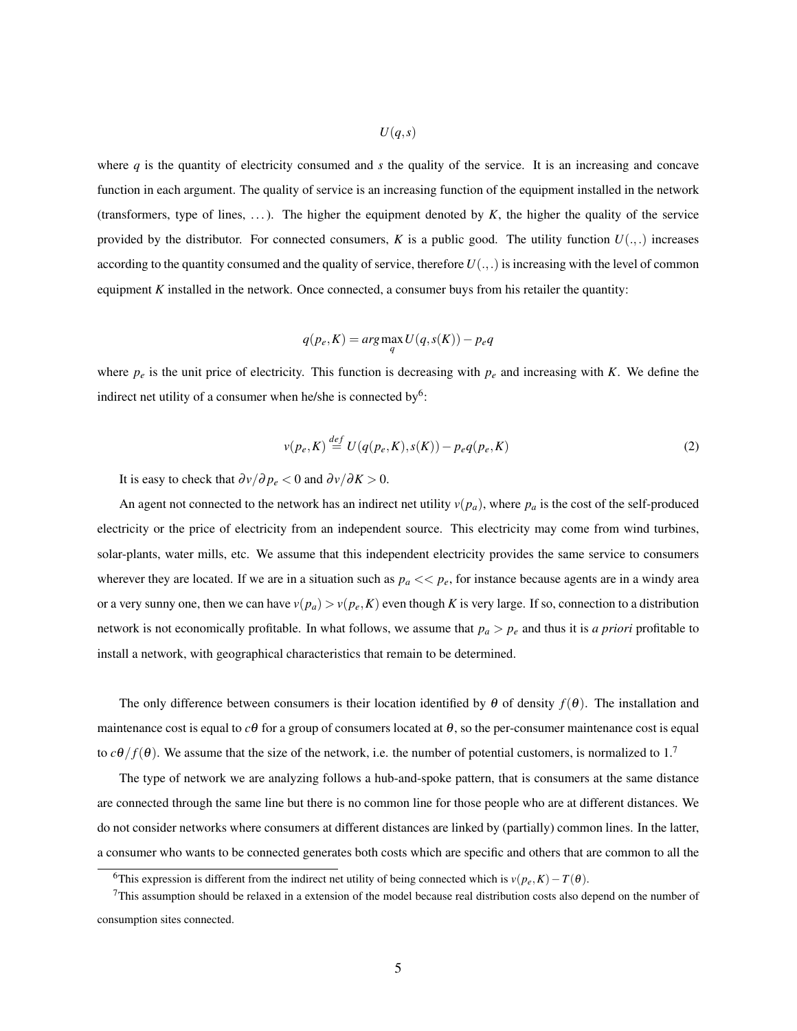$$U(q,s)$$

where $q$ is the quantity of electricity consumed and $s$ the quality of the service. It is an increasing and concave function in each argument. The quality of service is an increasing function of the equipment installed in the network (transformers, type of lines, ...). The higher the equipment denoted by $K$, the higher the quality of the service provided by the distributor. For connected consumers, $K$ is a public good. The utility function $U(.,.)$ increases according to the quantity consumed and the quality of service, therefore $U(.,.)$ is increasing with the level of common equipment $K$ installed in the network. Once connected, a consumer buys from his retailer the quantity:

$$q(p_e,K) = arg\max_q U(q,s(K)) - p_e q$$

where $p_e$ is the unit price of electricity. This function is decreasing with $p_e$ and increasing with $K$. We define the indirect net utility of a consumer when he/she is connected by[6]:

$$v(p_e,K) \stackrel{def}{=} U(q(p_e,K),s(K)) - p_e q(p_e,K) \tag{2}$$

It is easy to check that $\partial v/\partial p_e < 0$ and $\partial v/\partial K > 0$.

An agent not connected to the network has an indirect net utility $v(p_a)$, where $p_a$ is the cost of the self-produced electricity or the price of electricity from an independent source. This electricity may come from wind turbines, solar-plants, water mills, etc. We assume that this independent electricity provides the same service to consumers wherever they are located. If we are in a situation such as $p_a << p_e$, for instance because agents are in a windy area or a very sunny one, then we can have $v(p_a) > v(p_e,K)$ even though $K$ is very large. If so, connection to a distribution network is not economically profitable. In what follows, we assume that $p_a > p_e$ and thus it is *a priori* profitable to install a network, with geographical characteristics that remain to be determined.

The only difference between consumers is their location identified by $\theta$ of density $f(\theta)$. The installation and maintenance cost is equal to $c\theta$ for a group of consumers located at $\theta$, so the per-consumer maintenance cost is equal to $c\theta/f(\theta)$. We assume that the size of the network, i.e. the number of potential customers, is normalized to 1.[7]

The type of network we are analyzing follows a hub-and-spoke pattern, that is consumers at the same distance are connected through the same line but there is no common line for those people who are at different distances. We do not consider networks where consumers at different distances are linked by (partially) common lines. In the latter, a consumer who wants to be connected generates both costs which are specific and others that are common to all the

[6] This expression is different from the indirect net utility of being connected which is $v(p_e,K) - T(\theta)$.

[7] This assumption should be relaxed in a extension of the model because real distribution costs also depend on the number of consumption sites connected.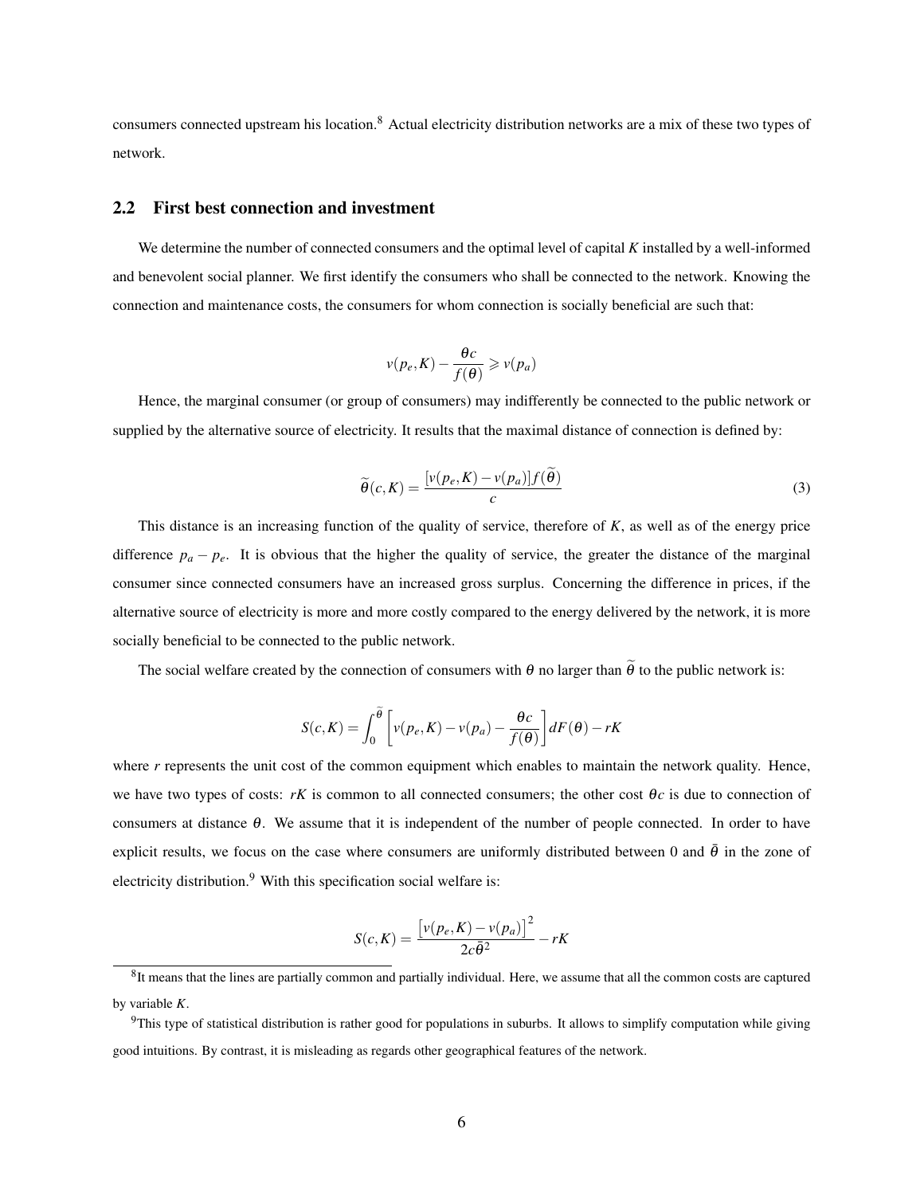consumers connected upstream his location.[8] Actual electricity distribution networks are a mix of these two types of network.

## 2.2 First best connection and investment

We determine the number of connected consumers and the optimal level of capital $K$ installed by a well-informed and benevolent social planner. We first identify the consumers who shall be connected to the network. Knowing the connection and maintenance costs, the consumers for whom connection is socially beneficial are such that:

$$v(p_e, K) - \frac{\theta c}{f(\theta)} \geqslant v(p_a)$$

Hence, the marginal consumer (or group of consumers) may indifferently be connected to the public network or supplied by the alternative source of electricity. It results that the maximal distance of connection is defined by:

$$\widetilde{\theta}(c,K) = \frac{[v(p_e,K) - v(p_a)]f(\widetilde{\theta})}{c} \tag{3}$$

This distance is an increasing function of the quality of service, therefore of $K$, as well as of the energy price difference $p_a - p_e$. It is obvious that the higher the quality of service, the greater the distance of the marginal consumer since connected consumers have an increased gross surplus. Concerning the difference in prices, if the alternative source of electricity is more and more costly compared to the energy delivered by the network, it is more socially beneficial to be connected to the public network.

The social welfare created by the connection of consumers with $\theta$ no larger than $\widetilde{\theta}$ to the public network is:

$$S(c,K) = \int_0^{\widetilde{\theta}} \left[ v(p_e,K) - v(p_a) - \frac{\theta c}{f(\theta)} \right] dF(\theta) - rK$$

where $r$ represents the unit cost of the common equipment which enables to maintain the network quality. Hence, we have two types of costs: $rK$ is common to all connected consumers; the other cost $\theta c$ is due to connection of consumers at distance $\theta$. We assume that it is independent of the number of people connected. In order to have explicit results, we focus on the case where consumers are uniformly distributed between 0 and $\bar{\theta}$ in the zone of electricity distribution.[9] With this specification social welfare is:

$$S(c,K) = \frac{\left[v(p_e,K) - v(p_a)\right]^2}{2c\bar{\theta}^2} - rK$$

[8] It means that the lines are partially common and partially individual. Here, we assume that all the common costs are captured by variable $K$.

[9] This type of statistical distribution is rather good for populations in suburbs. It allows to simplify computation while giving good intuitions. By contrast, it is misleading as regards other geographical features of the network.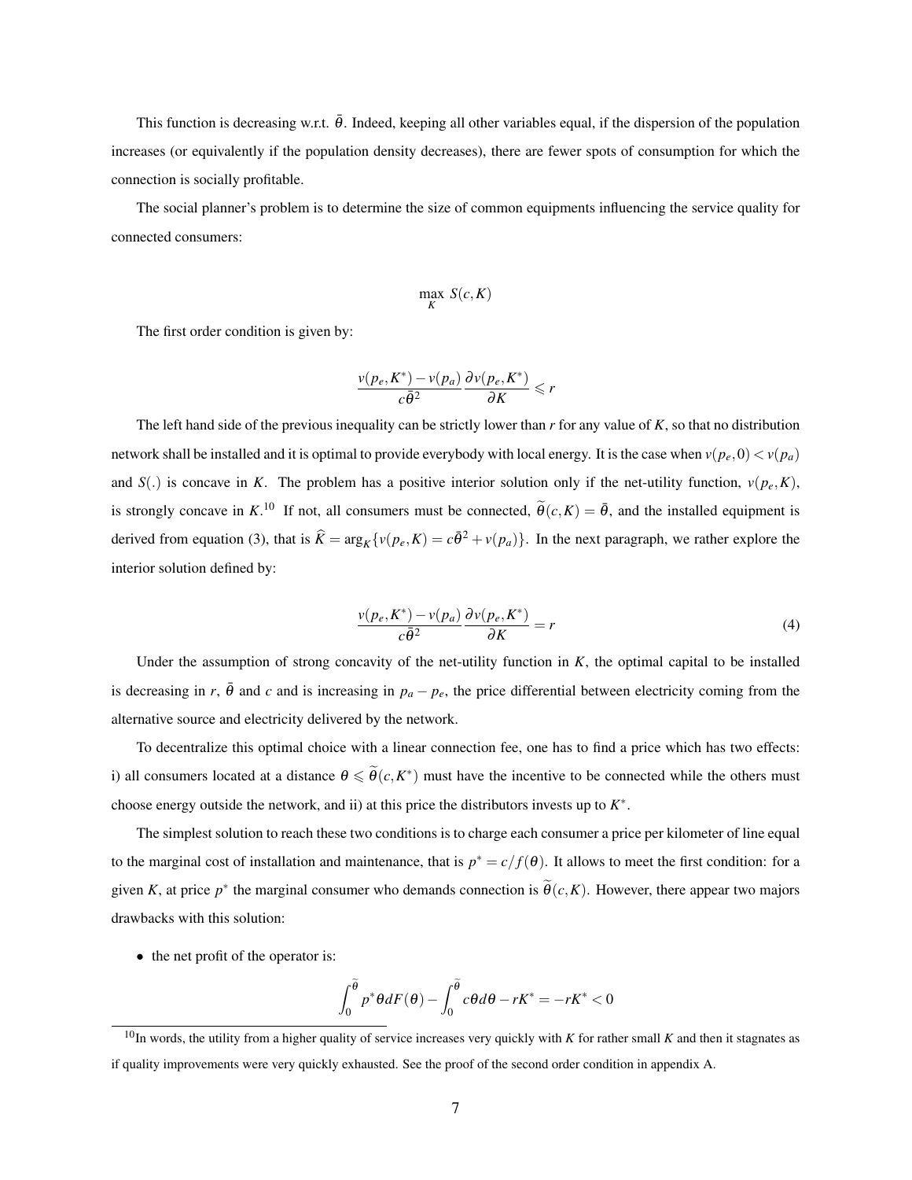This function is decreasing w.r.t. $\bar{\theta}$. Indeed, keeping all other variables equal, if the dispersion of the population increases (or equivalently if the population density decreases), there are fewer spots of consumption for which the connection is socially profitable.

The social planner's problem is to determine the size of common equipments influencing the service quality for connected consumers:

$$\max_K \; S(c,K)$$

The first order condition is given by:

$$\frac{v(p_e,K^*) - v(p_a)}{c\bar{\theta}^2}\frac{\partial v(p_e,K^*)}{\partial K} \leqslant r$$

The left hand side of the previous inequality can be strictly lower than $r$ for any value of $K$, so that no distribution network shall be installed and it is optimal to provide everybody with local energy. It is the case when $v(p_e,0) < v(p_a)$ and $S(.)$ is concave in $K$. The problem has a positive interior solution only if the net-utility function, $v(p_e,K)$, is strongly concave in $K$.[10] If not, all consumers must be connected, $\widetilde{\theta}(c,K) = \bar{\theta}$, and the installed equipment is derived from equation (3), that is $\widehat{K} = \arg_K\{v(p_e,K) = c\bar{\theta}^2 + v(p_a)\}$. In the next paragraph, we rather explore the interior solution defined by:

$$\frac{v(p_e,K^*) - v(p_a)}{c\bar{\theta}^2}\frac{\partial v(p_e,K^*)}{\partial K} = r \tag{4}$$

Under the assumption of strong concavity of the net-utility function in $K$, the optimal capital to be installed is decreasing in $r$, $\bar{\theta}$ and $c$ and is increasing in $p_a - p_e$, the price differential between electricity coming from the alternative source and electricity delivered by the network.

To decentralize this optimal choice with a linear connection fee, one has to find a price which has two effects: i) all consumers located at a distance $\theta \leqslant \widetilde{\theta}(c,K^*)$ must have the incentive to be connected while the others must choose energy outside the network, and ii) at this price the distributors invests up to $K^*$.

The simplest solution to reach these two conditions is to charge each consumer a price per kilometer of line equal to the marginal cost of installation and maintenance, that is $p^* = c/f(\theta)$. It allows to meet the first condition: for a given $K$, at price $p^*$ the marginal consumer who demands connection is $\widetilde{\theta}(c,K)$. However, there appear two majors drawbacks with this solution:

- the net profit of the operator is:

$$\int_0^{\widetilde{\theta}} p^*\theta dF(\theta) - \int_0^{\widetilde{\theta}} c\theta d\theta - rK^* = -rK^* < 0$$

[10] In words, the utility from a higher quality of service increases very quickly with $K$ for rather small $K$ and then it stagnates as if quality improvements were very quickly exhausted. See the proof of the second order condition in appendix A.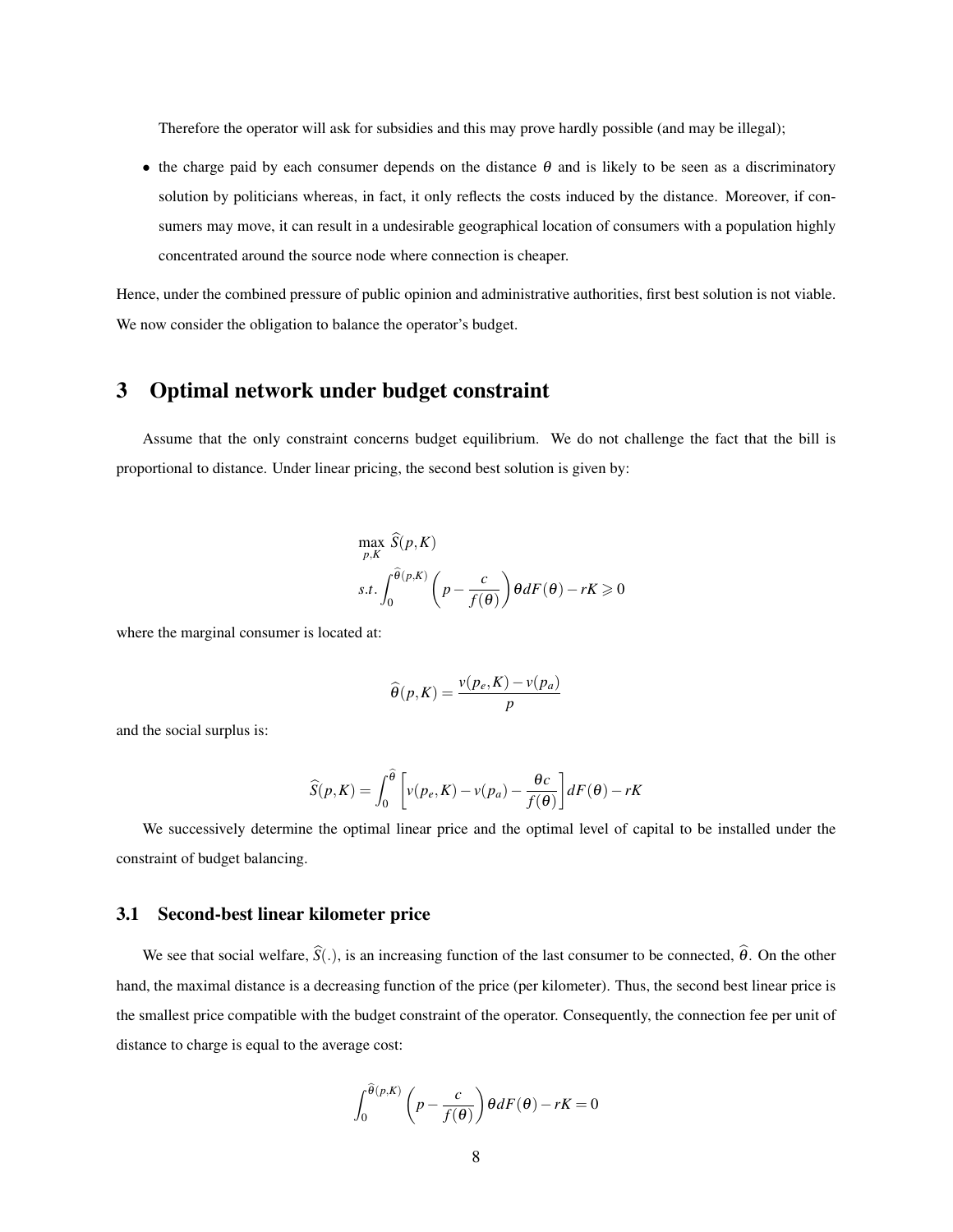Therefore the operator will ask for subsidies and this may prove hardly possible (and may be illegal);

- the charge paid by each consumer depends on the distance $\theta$ and is likely to be seen as a discriminatory solution by politicians whereas, in fact, it only reflects the costs induced by the distance. Moreover, if consumers may move, it can result in a undesirable geographical location of consumers with a population highly concentrated around the source node where connection is cheaper.

Hence, under the combined pressure of public opinion and administrative authorities, first best solution is not viable. We now consider the obligation to balance the operator's budget.

# 3 Optimal network under budget constraint

Assume that the only constraint concerns budget equilibrium. We do not challenge the fact that the bill is proportional to distance. Under linear pricing, the second best solution is given by:

$$\max_{p,K} \widehat{S}(p,K)$$
$$s.t. \int_0^{\widehat{\theta}(p,K)} \left(p - \frac{c}{f(\theta)}\right) \theta dF(\theta) - rK \geqslant 0$$

where the marginal consumer is located at:

$$\widehat{\theta}(p,K) = \frac{v(p_e,K) - v(p_a)}{p}$$

and the social surplus is:

$$\widehat{S}(p,K) = \int_0^{\widehat{\theta}} \left[v(p_e,K) - v(p_a) - \frac{\theta c}{f(\theta)}\right] dF(\theta) - rK$$

We successively determine the optimal linear price and the optimal level of capital to be installed under the constraint of budget balancing.

## 3.1 Second-best linear kilometer price

We see that social welfare, $\widehat{S}(.)$, is an increasing function of the last consumer to be connected, $\widehat{\theta}$. On the other hand, the maximal distance is a decreasing function of the price (per kilometer). Thus, the second best linear price is the smallest price compatible with the budget constraint of the operator. Consequently, the connection fee per unit of distance to charge is equal to the average cost:

$$\int_0^{\widehat{\theta}(p,K)} \left(p - \frac{c}{f(\theta)}\right) \theta dF(\theta) - rK = 0$$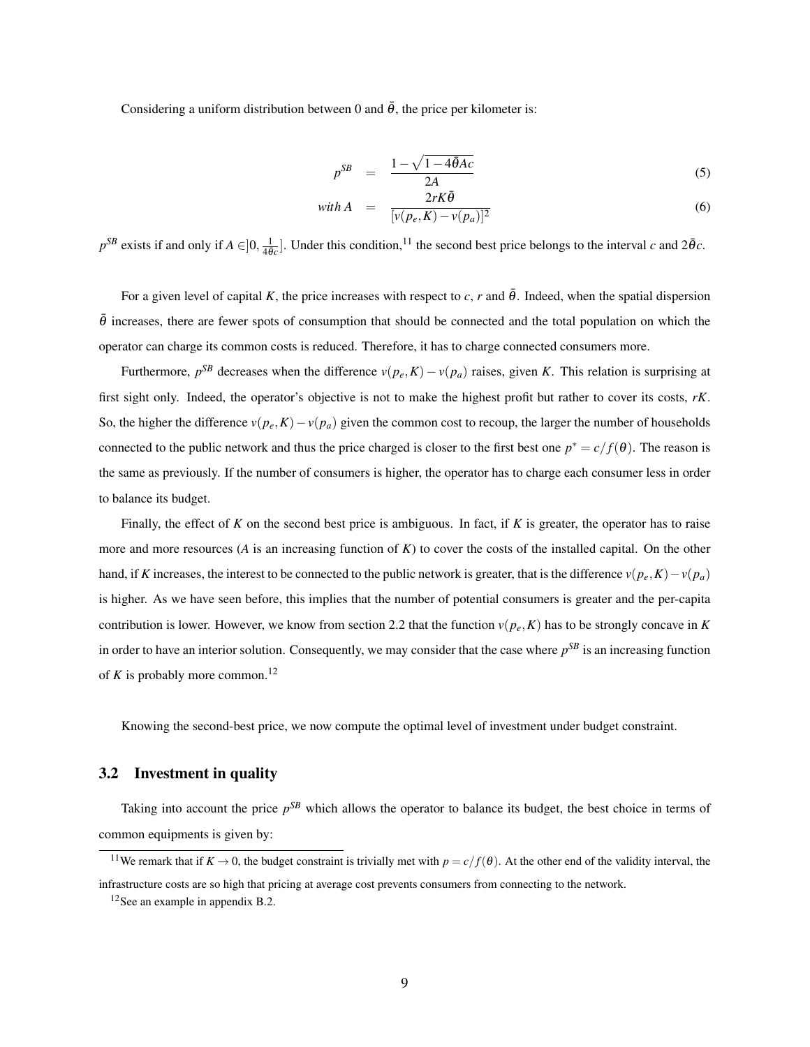Considering a uniform distribution between 0 and $\bar{\theta}$, the price per kilometer is:

$$
\begin{aligned}
p^{SB} &= \frac{1-\sqrt{1-4\bar{\theta}Ac}}{2A} && (5)\\
with\,A &= \frac{2rK\bar{\theta}}{[v(p_e,K)-v(p_a)]^2} && (6)
\end{aligned}
$$

$p^{SB}$ exists if and only if $A \in ]0, \frac{1}{4\bar{\theta}c}]$. Under this condition,[11] the second best price belongs to the interval $c$ and $2\bar{\theta}c$.

For a given level of capital $K$, the price increases with respect to $c$, $r$ and $\bar{\theta}$. Indeed, when the spatial dispersion $\bar{\theta}$ increases, there are fewer spots of consumption that should be connected and the total population on which the operator can charge its common costs is reduced. Therefore, it has to charge connected consumers more.

Furthermore, $p^{SB}$ decreases when the difference $v(p_e,K)-v(p_a)$ raises, given $K$. This relation is surprising at first sight only. Indeed, the operator's objective is not to make the highest profit but rather to cover its costs, $rK$. So, the higher the difference $v(p_e,K)-v(p_a)$ given the common cost to recoup, the larger the number of households connected to the public network and thus the price charged is closer to the first best one $p^* = c/f(\theta)$. The reason is the same as previously. If the number of consumers is higher, the operator has to charge each consumer less in order to balance its budget.

Finally, the effect of $K$ on the second best price is ambiguous. In fact, if $K$ is greater, the operator has to raise more and more resources ($A$ is an increasing function of $K$) to cover the costs of the installed capital. On the other hand, if $K$ increases, the interest to be connected to the public network is greater, that is the difference $v(p_e,K)-v(p_a)$ is higher. As we have seen before, this implies that the number of potential consumers is greater and the per-capita contribution is lower. However, we know from section 2.2 that the function $v(p_e,K)$ has to be strongly concave in $K$ in order to have an interior solution. Consequently, we may consider that the case where $p^{SB}$ is an increasing function of $K$ is probably more common.[12]

Knowing the second-best price, we now compute the optimal level of investment under budget constraint.

## 3.2 Investment in quality

Taking into account the price $p^{SB}$ which allows the operator to balance its budget, the best choice in terms of common equipments is given by:

[11] We remark that if $K \to 0$, the budget constraint is trivially met with $p = c/f(\theta)$. At the other end of the validity interval, the infrastructure costs are so high that pricing at average cost prevents consumers from connecting to the network.

[12] See an example in appendix B.2.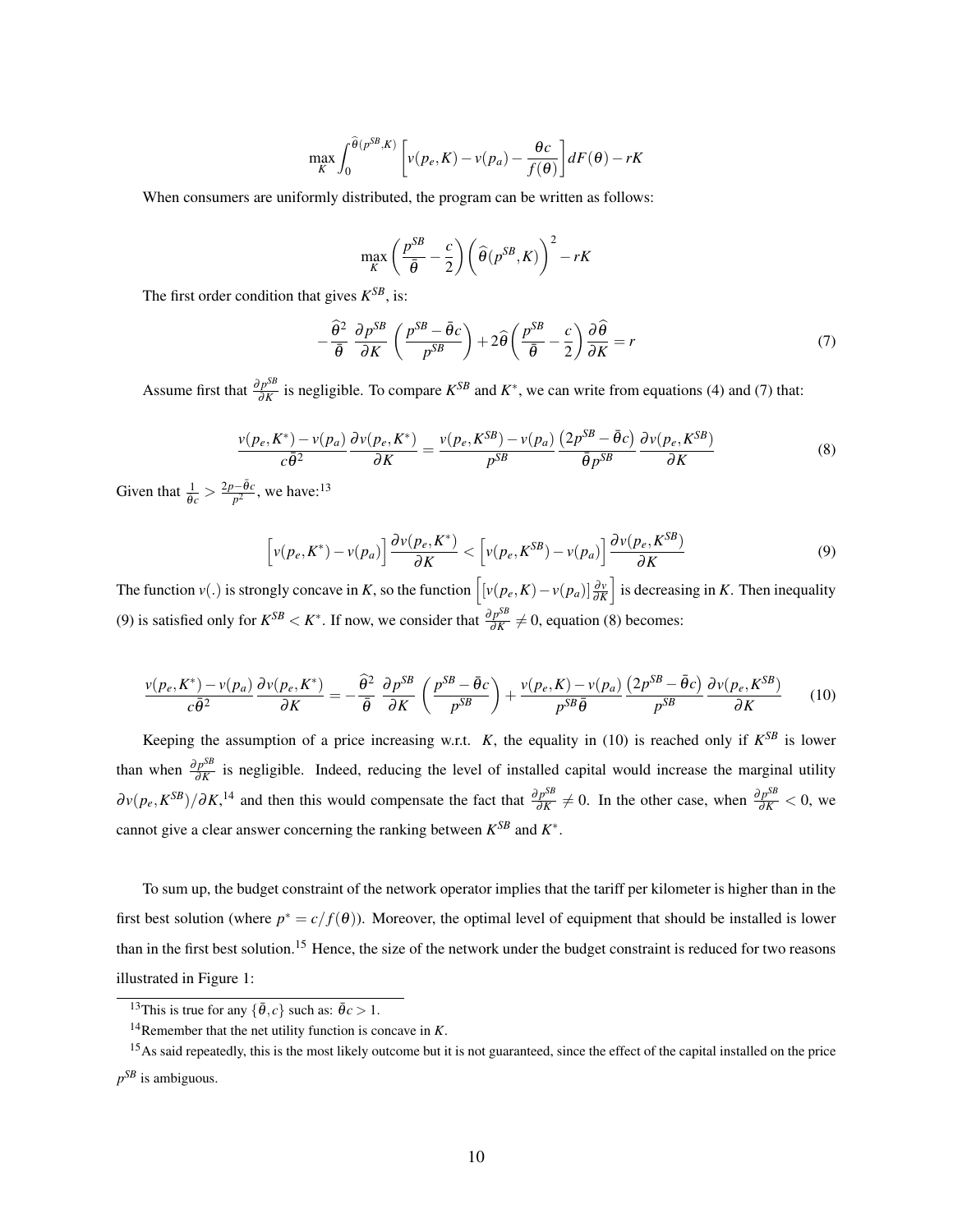$$\max_K \int_0^{\widehat{\theta}(p^{SB},K)} \left[ v(p_e,K) - v(p_a) - \frac{\theta c}{f(\theta)} \right] dF(\theta) - rK$$

When consumers are uniformly distributed, the program can be written as follows:

$$\max_K \left( \frac{p^{SB}}{\bar{\theta}} - \frac{c}{2} \right) \left( \widehat{\theta}(p^{SB},K) \right)^2 - rK$$

The first order condition that gives $K^{SB}$, is:

$$-\frac{\widehat{\theta}^2}{\bar{\theta}} \frac{\partial p^{SB}}{\partial K} \left( \frac{p^{SB} - \bar{\theta}c}{p^{SB}} \right) + 2\widehat{\theta} \left( \frac{p^{SB}}{\bar{\theta}} - \frac{c}{2} \right) \frac{\partial \widehat{\theta}}{\partial K} = r \tag{7}$$

Assume first that $\frac{\partial p^{SB}}{\partial K}$ is negligible. To compare $K^{SB}$ and $K^*$, we can write from equations (4) and (7) that:

$$\frac{v(p_e,K^*) - v(p_a)}{c\bar{\theta}^2} \frac{\partial v(p_e,K^*)}{\partial K} = \frac{v(p_e,K^{SB}) - v(p_a)}{p^{SB}} \frac{\left(2p^{SB} - \bar{\theta}c\right)}{\bar{\theta} p^{SB}} \frac{\partial v(p_e,K^{SB})}{\partial K} \tag{8}$$

Given that $\frac{1}{\bar{\theta}c} > \frac{2p - \bar{\theta}c}{p^2}$, we have:[13]

$$\left[ v(p_e,K^*) - v(p_a) \right] \frac{\partial v(p_e,K^*)}{\partial K} < \left[ v(p_e,K^{SB}) - v(p_a) \right] \frac{\partial v(p_e,K^{SB})}{\partial K} \tag{9}$$

The function $v(.)$ is strongly concave in $K$, so the function $\left[ [v(p_e,K) - v(p_a)] \frac{\partial v}{\partial K} \right]$ is decreasing in $K$. Then inequality (9) is satisfied only for $K^{SB} < K^*$. If now, we consider that $\frac{\partial p^{SB}}{\partial K} \neq 0$, equation (8) becomes:

$$\frac{v(p_e,K^*) - v(p_a)}{c\bar{\theta}^2} \frac{\partial v(p_e,K^*)}{\partial K} = -\frac{\widehat{\theta}^2}{\bar{\theta}} \frac{\partial p^{SB}}{\partial K} \left( \frac{p^{SB} - \bar{\theta}c}{p^{SB}} \right) + \frac{v(p_e,K) - v(p_a)}{p^{SB}\bar{\theta}} \frac{\left(2p^{SB} - \bar{\theta}c\right)}{p^{SB}} \frac{\partial v(p_e,K^{SB})}{\partial K} \tag{10}$$

Keeping the assumption of a price increasing w.r.t. $K$, the equality in (10) is reached only if $K^{SB}$ is lower than when $\frac{\partial p^{SB}}{\partial K}$ is negligible. Indeed, reducing the level of installed capital would increase the marginal utility $\partial v(p_e,K^{SB})/\partial K$,[14] and then this would compensate the fact that $\frac{\partial p^{SB}}{\partial K} \neq 0$. In the other case, when $\frac{\partial p^{SB}}{\partial K} < 0$, we cannot give a clear answer concerning the ranking between $K^{SB}$ and $K^*$.

To sum up, the budget constraint of the network operator implies that the tariff per kilometer is higher than in the first best solution (where $p^* = c/f(\theta)$). Moreover, the optimal level of equipment that should be installed is lower than in the first best solution.[15] Hence, the size of the network under the budget constraint is reduced for two reasons illustrated in Figure 1:

---

[13] This is true for any $\{\bar{\theta}, c\}$ such as: $\bar{\theta}c > 1$.

[14] Remember that the net utility function is concave in $K$.

[15] As said repeatedly, this is the most likely outcome but it is not guaranteed, since the effect of the capital installed on the price $p^{SB}$ is ambiguous.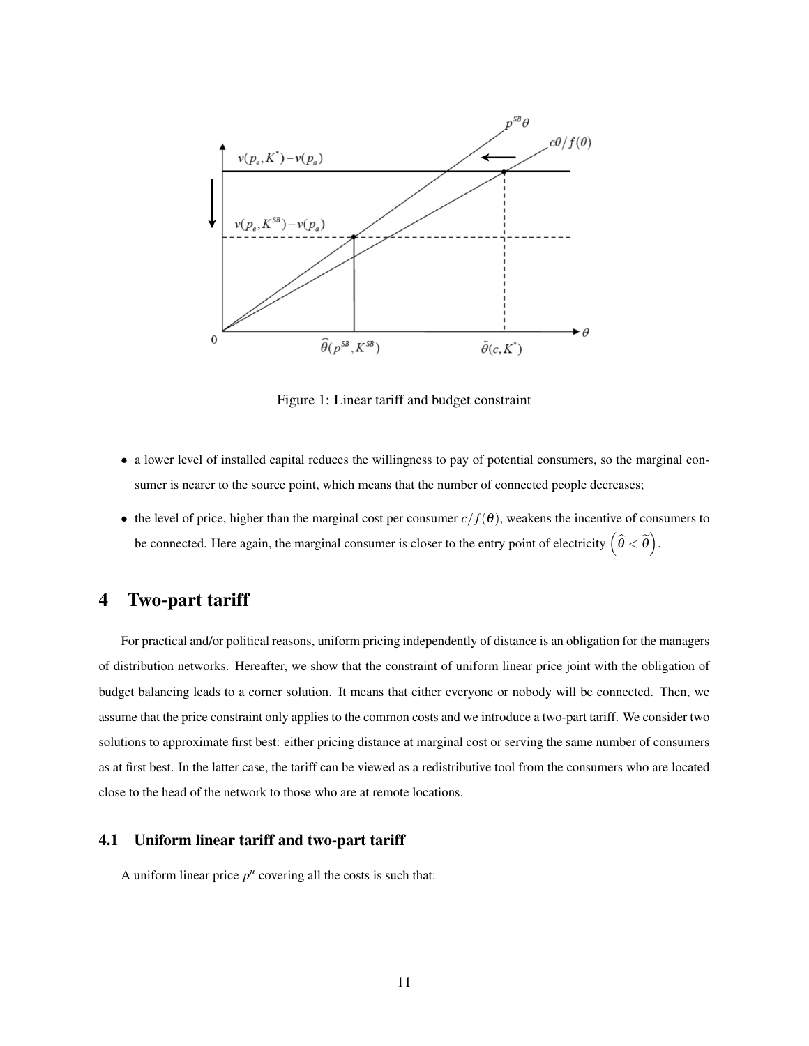Figure 1: Linear tariff and budget constraint

- a lower level of installed capital reduces the willingness to pay of potential consumers, so the marginal consumer is nearer to the source point, which means that the number of connected people decreases;
- the level of price, higher than the marginal cost per consumer $c/f(\theta)$, weakens the incentive of consumers to be connected. Here again, the marginal consumer is closer to the entry point of electricity $\left(\widehat{\theta} < \widetilde{\theta}\right)$.

# 4 Two-part tariff

For practical and/or political reasons, uniform pricing independently of distance is an obligation for the managers of distribution networks. Hereafter, we show that the constraint of uniform linear price joint with the obligation of budget balancing leads to a corner solution. It means that either everyone or nobody will be connected. Then, we assume that the price constraint only applies to the common costs and we introduce a two-part tariff. We consider two solutions to approximate first best: either pricing distance at marginal cost or serving the same number of consumers as at first best. In the latter case, the tariff can be viewed as a redistributive tool from the consumers who are located close to the head of the network to those who are at remote locations.

## 4.1 Uniform linear tariff and two-part tariff

A uniform linear price $p^u$ covering all the costs is such that: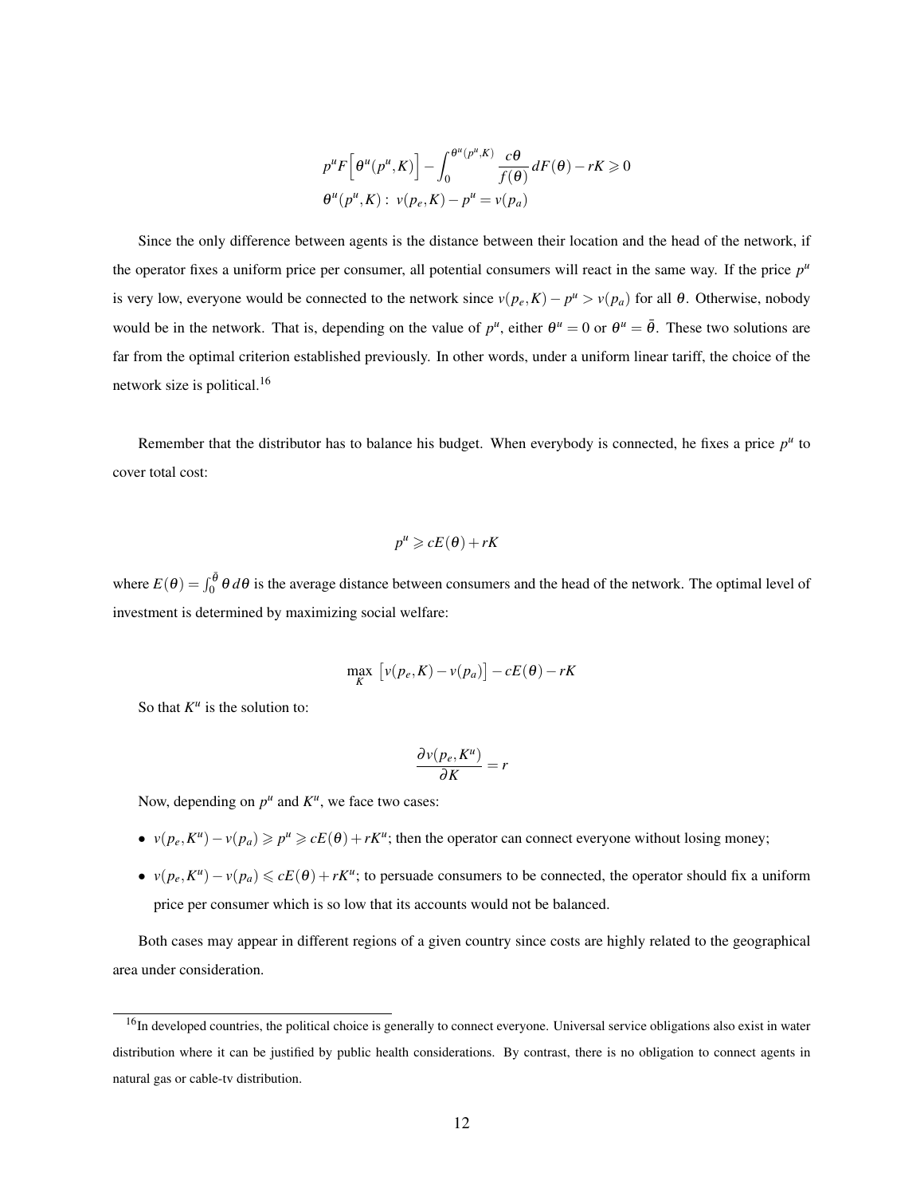$$p^u F\Big[\theta^u(p^u, K)\Big] - \int_0^{\theta^u(p^u,K)} \frac{c\theta}{f(\theta)} dF(\theta) - rK \geqslant 0$$

$$\theta^u(p^u, K):\ v(p_e, K) - p^u = v(p_a)$$

Since the only difference between agents is the distance between their location and the head of the network, if the operator fixes a uniform price per consumer, all potential consumers will react in the same way. If the price $p^u$ is very low, everyone would be connected to the network since $v(p_e, K) - p^u > v(p_a)$ for all $\theta$. Otherwise, nobody would be in the network. That is, depending on the value of $p^u$, either $\theta^u = 0$ or $\theta^u = \bar{\theta}$. These two solutions are far from the optimal criterion established previously. In other words, under a uniform linear tariff, the choice of the network size is political.[16]

Remember that the distributor has to balance his budget. When everybody is connected, he fixes a price $p^u$ to cover total cost:

$$p^u \geqslant cE(\theta) + rK$$

where $E(\theta) = \int_0^{\bar{\theta}} \theta\, d\theta$ is the average distance between consumers and the head of the network. The optimal level of investment is determined by maximizing social welfare:

$$\max_K \left[v(p_e, K) - v(p_a)\right] - cE(\theta) - rK$$

So that $K^u$ is the solution to:

$$\frac{\partial v(p_e, K^u)}{\partial K} = r$$

Now, depending on $p^u$ and $K^u$, we face two cases:

- $v(p_e, K^u) - v(p_a) \geqslant p^u \geqslant cE(\theta) + rK^u$; then the operator can connect everyone without losing money;
- $v(p_e, K^u) - v(p_a) \leqslant cE(\theta) + rK^u$; to persuade consumers to be connected, the operator should fix a uniform price per consumer which is so low that its accounts would not be balanced.

Both cases may appear in different regions of a given country since costs are highly related to the geographical area under consideration.

[16] In developed countries, the political choice is generally to connect everyone. Universal service obligations also exist in water distribution where it can be justified by public health considerations. By contrast, there is no obligation to connect agents in natural gas or cable-tv distribution.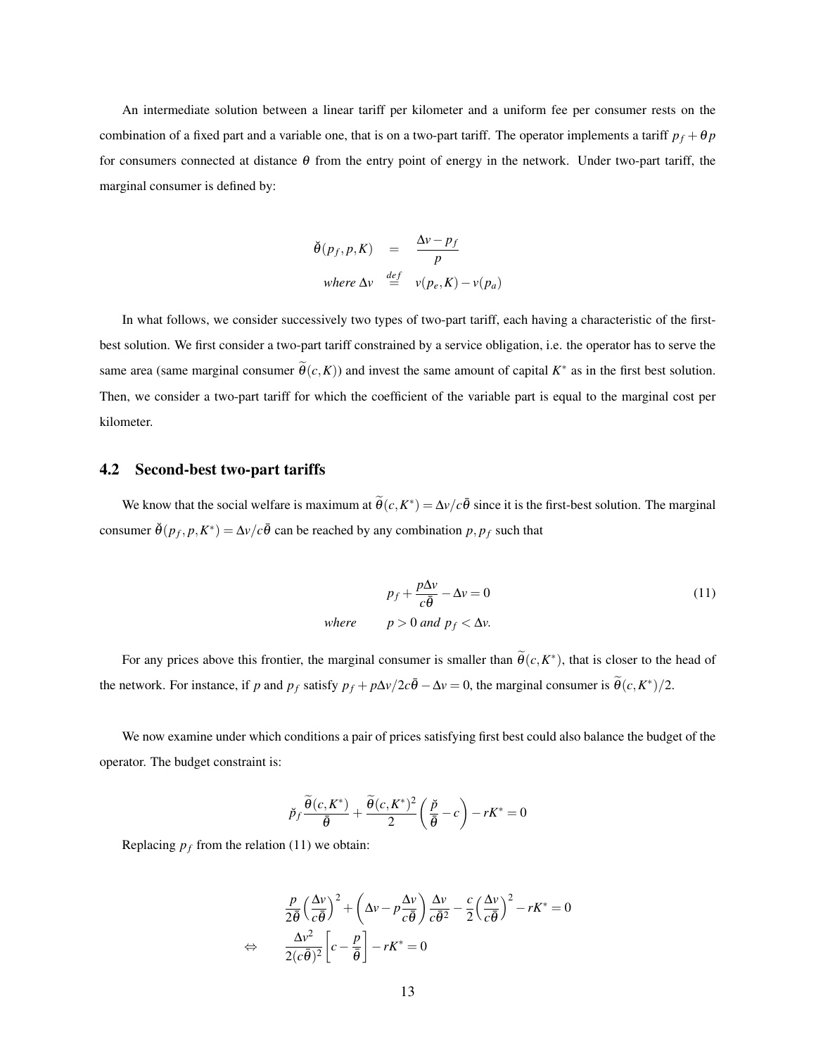An intermediate solution between a linear tariff per kilometer and a uniform fee per consumer rests on the combination of a fixed part and a variable one, that is on a two-part tariff. The operator implements a tariff $p_f + \theta p$ for consumers connected at distance $\theta$ from the entry point of energy in the network. Under two-part tariff, the marginal consumer is defined by:

$$
\begin{aligned}
\breve{\theta}(p_f, p, K) &= \frac{\Delta v - p_f}{p} \\
\textit{where } \Delta v &\stackrel{def}{=} v(p_e, K) - v(p_a)
\end{aligned}
$$

In what follows, we consider successively two types of two-part tariff, each having a characteristic of the first-best solution. We first consider a two-part tariff constrained by a service obligation, i.e. the operator has to serve the same area (same marginal consumer $\widetilde{\theta}(c, K)$) and invest the same amount of capital $K^*$ as in the first best solution. Then, we consider a two-part tariff for which the coefficient of the variable part is equal to the marginal cost per kilometer.

## 4.2 Second-best two-part tariffs

We know that the social welfare is maximum at $\widetilde{\theta}(c, K^*) = \Delta v / c\bar{\theta}$ since it is the first-best solution. The marginal consumer $\breve{\theta}(p_f, p, K^*) = \Delta v / c\bar{\theta}$ can be reached by any combination $p, p_f$ such that

$$
\begin{aligned}
p_f + \frac{p\Delta v}{c\bar{\theta}} - \Delta v = 0 \qquad (11) \\
\textit{where} \qquad p > 0 \textit{ and } p_f < \Delta v.
\end{aligned}
$$

For any prices above this frontier, the marginal consumer is smaller than $\widetilde{\theta}(c, K^*)$, that is closer to the head of the network. For instance, if $p$ and $p_f$ satisfy $p_f + p\Delta v / 2c\bar{\theta} - \Delta v = 0$, the marginal consumer is $\widetilde{\theta}(c, K^*)/2$.

We now examine under which conditions a pair of prices satisfying first best could also balance the budget of the operator. The budget constraint is:

$$
\breve{p}_f \frac{\widetilde{\theta}(c, K^*)}{\bar{\theta}} + \frac{\widetilde{\theta}(c, K^*)^2}{2} \left( \frac{\breve{p}}{\bar{\theta}} - c \right) - rK^* = 0
$$

Replacing $p_f$ from the relation (11) we obtain:

$$
\begin{aligned}
& \frac{p}{2\bar{\theta}} \left( \frac{\Delta v}{c\bar{\theta}} \right)^2 + \left( \Delta v - p \frac{\Delta v}{c\bar{\theta}} \right) \frac{\Delta v}{c\bar{\theta}^2} - \frac{c}{2} \left( \frac{\Delta v}{c\bar{\theta}} \right)^2 - rK^* = 0 \\
\Leftrightarrow \qquad & \frac{\Delta v^2}{2(c\bar{\theta})^2} \left[ c - \frac{p}{\bar{\theta}} \right] - rK^* = 0
\end{aligned}
$$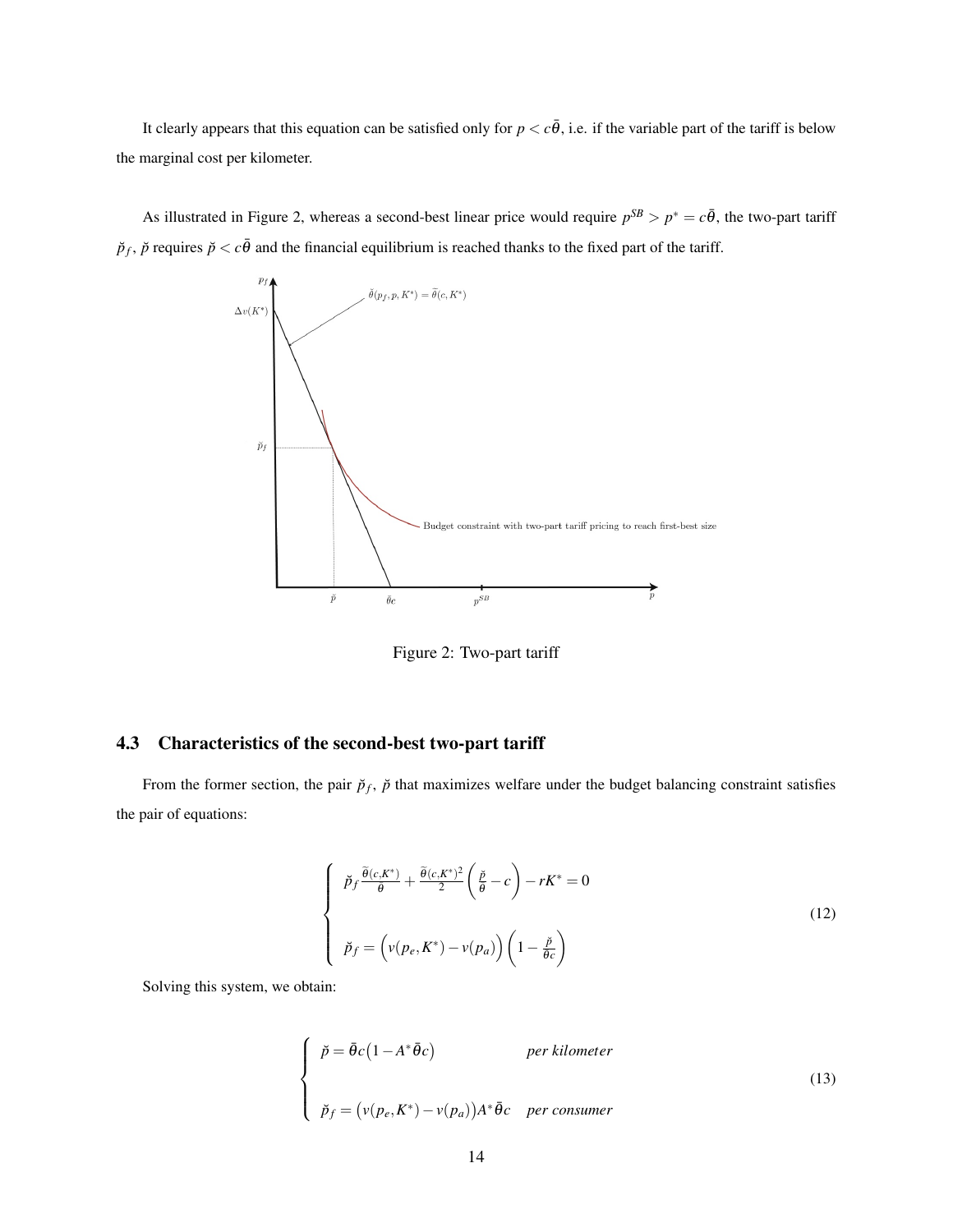It clearly appears that this equation can be satisfied only for $p < c\bar{\theta}$, i.e. if the variable part of the tariff is below the marginal cost per kilometer.

As illustrated in Figure 2, whereas a second-best linear price would require $p^{SB} > p^* = c\bar{\theta}$, the two-part tariff $\breve{p}_f$, $\breve{p}$ requires $\breve{p} < c\bar{\theta}$ and the financial equilibrium is reached thanks to the fixed part of the tariff.

Figure 2: Two-part tariff

## 4.3 Characteristics of the second-best two-part tariff

From the former section, the pair $\breve{p}_f$, $\breve{p}$ that maximizes welfare under the budget balancing constraint satisfies the pair of equations:

$$
\begin{cases}
\breve{p}_f \frac{\tilde{\theta}(c,K^*)}{\theta} + \frac{\tilde{\theta}(c,K^*)^2}{2}\left(\frac{\breve{p}}{\theta} - c\right) - rK^* = 0 \\
\\
\breve{p}_f = \Big(v(p_e,K^*) - v(p_a)\Big)\left(1 - \frac{\breve{p}}{\bar{\theta}c}\right)
\end{cases}
\tag{12}
$$

Solving this system, we obtain:

$$
\begin{cases}
\breve{p} = \bar{\theta}c\big(1 - A^*\bar{\theta}c\big) & \textit{per kilometer} \\
\\
\breve{p}_f = \big(v(p_e,K^*) - v(p_a)\big)A^*\bar{\theta}c & \textit{per consumer}
\end{cases}
\tag{13}
$$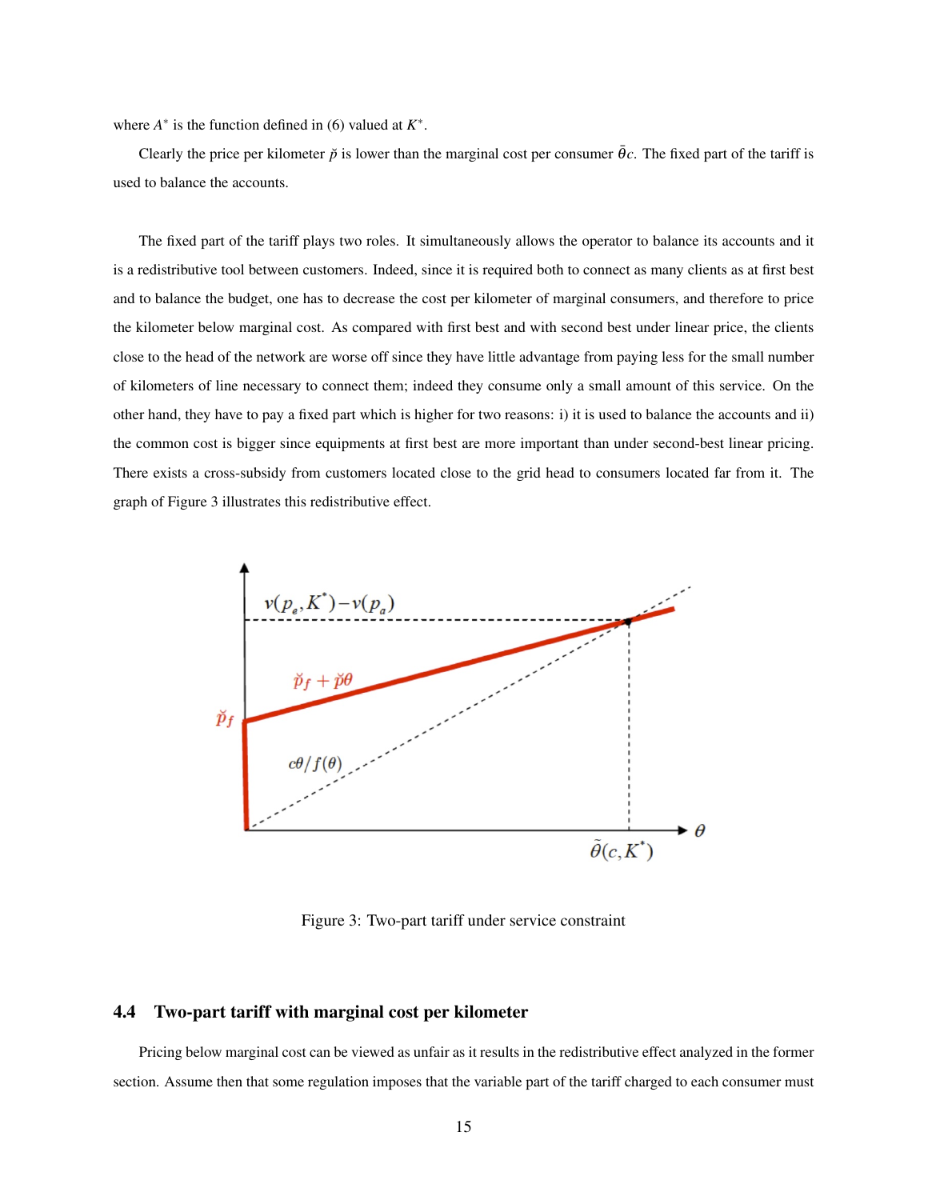where $A^*$ is the function defined in (6) valued at $K^*$.

Clearly the price per kilometer $\check{p}$ is lower than the marginal cost per consumer $\bar{\theta}c$. The fixed part of the tariff is used to balance the accounts.

The fixed part of the tariff plays two roles. It simultaneously allows the operator to balance its accounts and it is a redistributive tool between customers. Indeed, since it is required both to connect as many clients as at first best and to balance the budget, one has to decrease the cost per kilometer of marginal consumers, and therefore to price the kilometer below marginal cost. As compared with first best and with second best under linear price, the clients close to the head of the network are worse off since they have little advantage from paying less for the small number of kilometers of line necessary to connect them; indeed they consume only a small amount of this service. On the other hand, they have to pay a fixed part which is higher for two reasons: i) it is used to balance the accounts and ii) the common cost is bigger since equipments at first best are more important than under second-best linear pricing. There exists a cross-subsidy from customers located close to the grid head to consumers located far from it. The graph of Figure 3 illustrates this redistributive effect.

Figure 3: Two-part tariff under service constraint

## 4.4 Two-part tariff with marginal cost per kilometer

Pricing below marginal cost can be viewed as unfair as it results in the redistributive effect analyzed in the former section. Assume then that some regulation imposes that the variable part of the tariff charged to each consumer must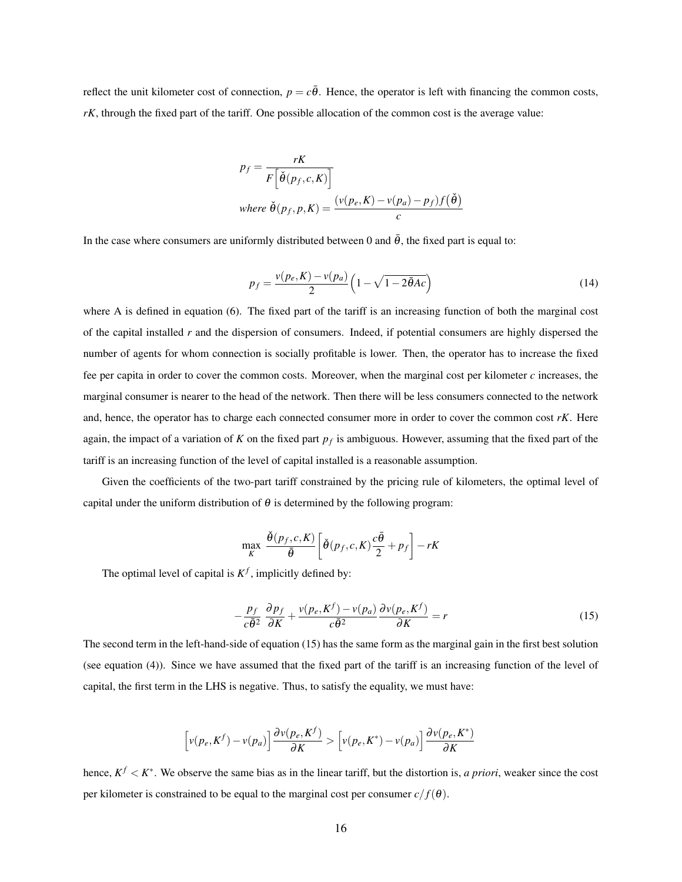reflect the unit kilometer cost of connection, $p = c\bar{\theta}$. Hence, the operator is left with financing the common costs, $rK$, through the fixed part of the tariff. One possible allocation of the common cost is the average value:

$$
\begin{aligned}
p_f &= \frac{rK}{F\left[\check{\theta}(p_f, c, K)\right]} \\
\textit{where } \check{\theta}(p_f, p, K) &= \frac{(v(p_e, K) - v(p_a) - p_f) f\big(\check{\theta}\big)}{c}
\end{aligned}
$$

In the case where consumers are uniformly distributed between 0 and $\bar{\theta}$, the fixed part is equal to:

$$
p_f = \frac{v(p_e, K) - v(p_a)}{2}\left(1 - \sqrt{1 - 2\bar{\theta}Ac}\right) \tag{14}
$$

where A is defined in equation (6). The fixed part of the tariff is an increasing function of both the marginal cost of the capital installed $r$ and the dispersion of consumers. Indeed, if potential consumers are highly dispersed the number of agents for whom connection is socially profitable is lower. Then, the operator has to increase the fixed fee per capita in order to cover the common costs. Moreover, when the marginal cost per kilometer $c$ increases, the marginal consumer is nearer to the head of the network. Then there will be less consumers connected to the network and, hence, the operator has to charge each connected consumer more in order to cover the common cost $rK$. Here again, the impact of a variation of $K$ on the fixed part $p_f$ is ambiguous. However, assuming that the fixed part of the tariff is an increasing function of the level of capital installed is a reasonable assumption.

Given the coefficients of the two-part tariff constrained by the pricing rule of kilometers, the optimal level of capital under the uniform distribution of $\theta$ is determined by the following program:

$$
\max_K \; \frac{\check{\theta}(p_f, c, K)}{\bar{\theta}}\left[\check{\theta}(p_f, c, K)\frac{c\bar{\theta}}{2} + p_f\right] - rK
$$

The optimal level of capital is $K^f$, implicitly defined by:

$$
-\frac{p_f}{c\bar{\theta}^2}\frac{\partial p_f}{\partial K} + \frac{v(p_e, K^f) - v(p_a)}{c\bar{\theta}^2}\frac{\partial v(p_e, K^f)}{\partial K} = r \tag{15}
$$

The second term in the left-hand-side of equation (15) has the same form as the marginal gain in the first best solution (see equation (4)). Since we have assumed that the fixed part of the tariff is an increasing function of the level of capital, the first term in the LHS is negative. Thus, to satisfy the equality, we must have:

$$
\left[v(p_e, K^f) - v(p_a)\right]\frac{\partial v(p_e, K^f)}{\partial K} > \left[v(p_e, K^*) - v(p_a)\right]\frac{\partial v(p_e, K^*)}{\partial K}
$$

hence, $K^f < K^*$. We observe the same bias as in the linear tariff, but the distortion is, *a priori*, weaker since the cost per kilometer is constrained to be equal to the marginal cost per consumer $c/f(\theta)$.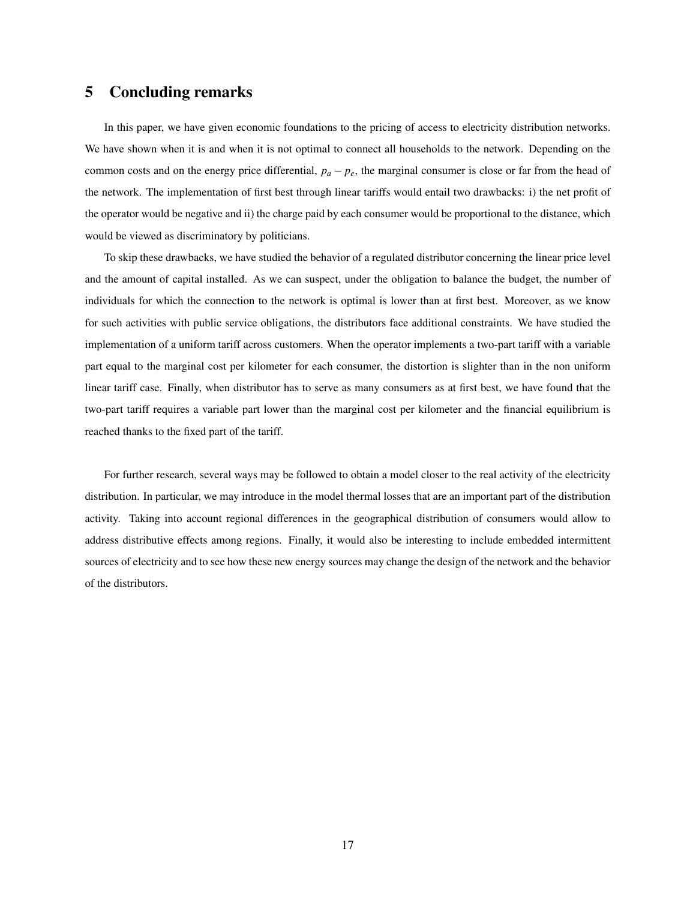# 5 Concluding remarks

In this paper, we have given economic foundations to the pricing of access to electricity distribution networks. We have shown when it is and when it is not optimal to connect all households to the network. Depending on the common costs and on the energy price differential, $p_a - p_e$, the marginal consumer is close or far from the head of the network. The implementation of first best through linear tariffs would entail two drawbacks: i) the net profit of the operator would be negative and ii) the charge paid by each consumer would be proportional to the distance, which would be viewed as discriminatory by politicians.

To skip these drawbacks, we have studied the behavior of a regulated distributor concerning the linear price level and the amount of capital installed. As we can suspect, under the obligation to balance the budget, the number of individuals for which the connection to the network is optimal is lower than at first best. Moreover, as we know for such activities with public service obligations, the distributors face additional constraints. We have studied the implementation of a uniform tariff across customers. When the operator implements a two-part tariff with a variable part equal to the marginal cost per kilometer for each consumer, the distortion is slighter than in the non uniform linear tariff case. Finally, when distributor has to serve as many consumers as at first best, we have found that the two-part tariff requires a variable part lower than the marginal cost per kilometer and the financial equilibrium is reached thanks to the fixed part of the tariff.

For further research, several ways may be followed to obtain a model closer to the real activity of the electricity distribution. In particular, we may introduce in the model thermal losses that are an important part of the distribution activity. Taking into account regional differences in the geographical distribution of consumers would allow to address distributive effects among regions. Finally, it would also be interesting to include embedded intermittent sources of electricity and to see how these new energy sources may change the design of the network and the behavior of the distributors.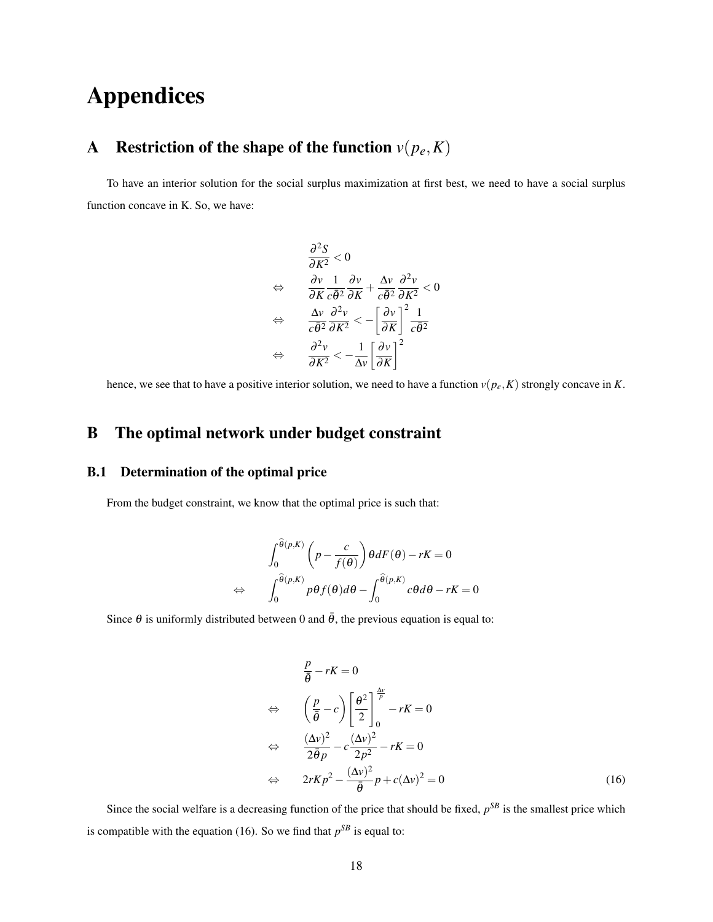# Appendices

## A Restriction of the shape of the function $v(p_e, K)$

To have an interior solution for the social surplus maximization at first best, we need to have a social surplus function concave in K. So, we have:

$$
\begin{aligned}
& \frac{\partial^2 S}{\partial K^2} < 0 \\
\Leftrightarrow \quad & \frac{\partial v}{\partial K}\frac{1}{c\bar{\theta}^2}\frac{\partial v}{\partial K} + \frac{\Delta v}{c\bar{\theta}^2}\frac{\partial^2 v}{\partial K^2} < 0 \\
\Leftrightarrow \quad & \frac{\Delta v}{c\bar{\theta}^2}\frac{\partial^2 v}{\partial K^2} < -\left[\frac{\partial v}{\partial K}\right]^2 \frac{1}{c\bar{\theta}^2} \\
\Leftrightarrow \quad & \frac{\partial^2 v}{\partial K^2} < -\frac{1}{\Delta v}\left[\frac{\partial v}{\partial K}\right]^2
\end{aligned}
$$

hence, we see that to have a positive interior solution, we need to have a function $v(p_e, K)$ strongly concave in $K$.

## B The optimal network under budget constraint

### B.1 Determination of the optimal price

From the budget constraint, we know that the optimal price is such that:

$$
\begin{aligned}
& \int_0^{\widehat{\theta}(p,K)} \left(p - \frac{c}{f(\theta)}\right)\theta dF(\theta) - rK = 0 \\
\Leftrightarrow \quad & \int_0^{\widehat{\theta}(p,K)} p\theta f(\theta) d\theta - \int_0^{\widehat{\theta}(p,K)} c\theta d\theta - rK = 0
\end{aligned}
$$

Since $\theta$ is uniformly distributed between 0 and $\bar{\theta}$, the previous equation is equal to:

$$
\begin{aligned}
& \frac{p}{\bar{\theta}} - rK = 0 \\
\Leftrightarrow \quad & \left(\frac{p}{\bar{\theta}} - c\right)\left[\frac{\theta^2}{2}\right]_0^{\frac{\Delta v}{p}} - rK = 0 \\
\Leftrightarrow \quad & \frac{(\Delta v)^2}{2\bar{\theta}p} - c\frac{(\Delta v)^2}{2p^2} - rK = 0 \\
\Leftrightarrow \quad & 2rKp^2 - \frac{(\Delta v)^2}{\bar{\theta}}p + c(\Delta v)^2 = 0 \qquad (16)
\end{aligned}
$$

Since the social welfare is a decreasing function of the price that should be fixed, $p^{SB}$ is the smallest price which is compatible with the equation (16). So we find that $p^{SB}$ is equal to: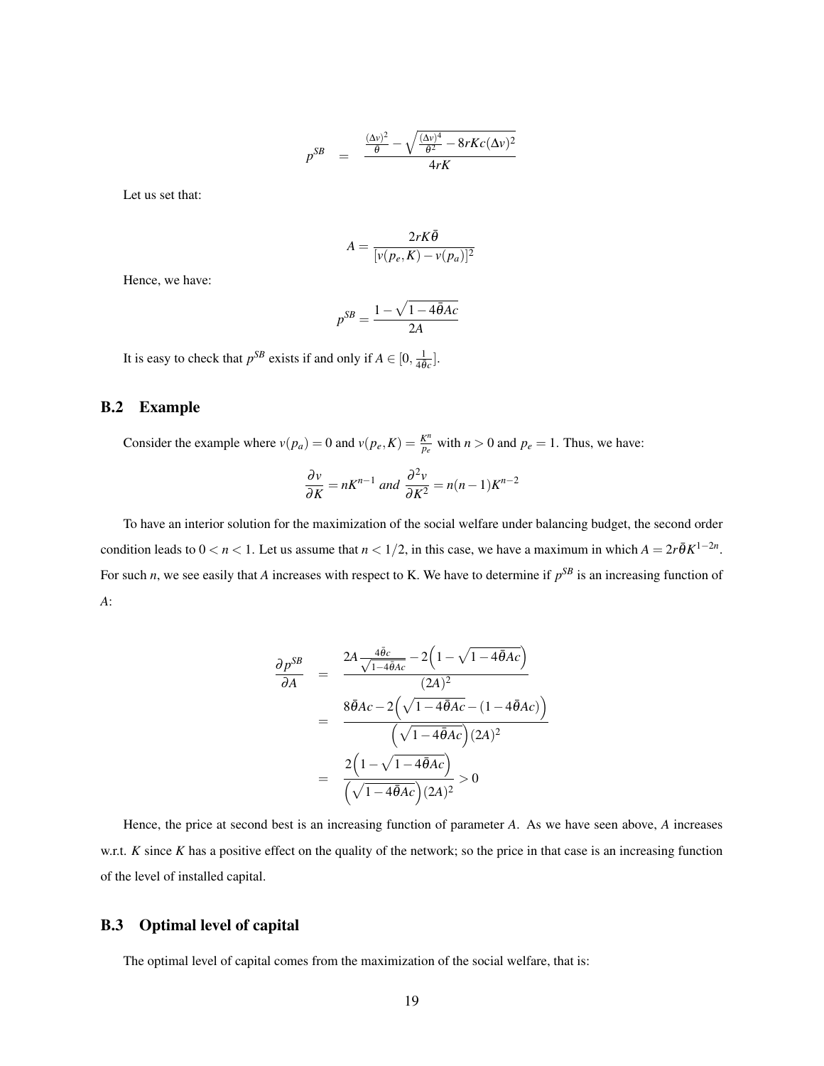$$p^{SB} = \frac{\frac{(\Delta v)^2}{\theta} - \sqrt{\frac{(\Delta v)^4}{\theta^2} - 8rKc(\Delta v)^2}}{4rK}$$

Let us set that:

$$A = \frac{2rK\bar{\theta}}{[v(p_e,K) - v(p_a)]^2}$$

Hence, we have:

$$p^{SB} = \frac{1 - \sqrt{1 - 4\bar{\theta}Ac}}{2A}$$

It is easy to check that $p^{SB}$ exists if and only if $A \in [0, \frac{1}{4\bar{\theta}c}]$.

## B.2 Example

Consider the example where $v(p_a) = 0$ and $v(p_e, K) = \frac{K^n}{p_e}$ with $n > 0$ and $p_e = 1$. Thus, we have:

$$\frac{\partial v}{\partial K} = nK^{n-1} \text{ and } \frac{\partial^2 v}{\partial K^2} = n(n-1)K^{n-2}$$

To have an interior solution for the maximization of the social welfare under balancing budget, the second order condition leads to $0 < n < 1$. Let us assume that $n < 1/2$, in this case, we have a maximum in which $A = 2r\bar{\theta}K^{1-2n}$. For such $n$, we see easily that $A$ increases with respect to K. We have to determine if $p^{SB}$ is an increasing function of $A$:

$$\begin{aligned}
\frac{\partial p^{SB}}{\partial A} &= \frac{2A\frac{4\bar{\theta}c}{\sqrt{1-4\bar{\theta}Ac}} - 2\left(1 - \sqrt{1-4\bar{\theta}Ac}\right)}{(2A)^2} \\
&= \frac{8\bar{\theta}Ac - 2\left(\sqrt{1-4\bar{\theta}Ac} - (1-4\bar{\theta}Ac)\right)}{\left(\sqrt{1-4\bar{\theta}Ac}\right)(2A)^2} \\
&= \frac{2\left(1 - \sqrt{1-4\bar{\theta}Ac}\right)}{\left(\sqrt{1-4\bar{\theta}Ac}\right)(2A)^2} > 0
\end{aligned}$$

Hence, the price at second best is an increasing function of parameter $A$. As we have seen above, $A$ increases w.r.t. $K$ since $K$ has a positive effect on the quality of the network; so the price in that case is an increasing function of the level of installed capital.

## B.3 Optimal level of capital

The optimal level of capital comes from the maximization of the social welfare, that is: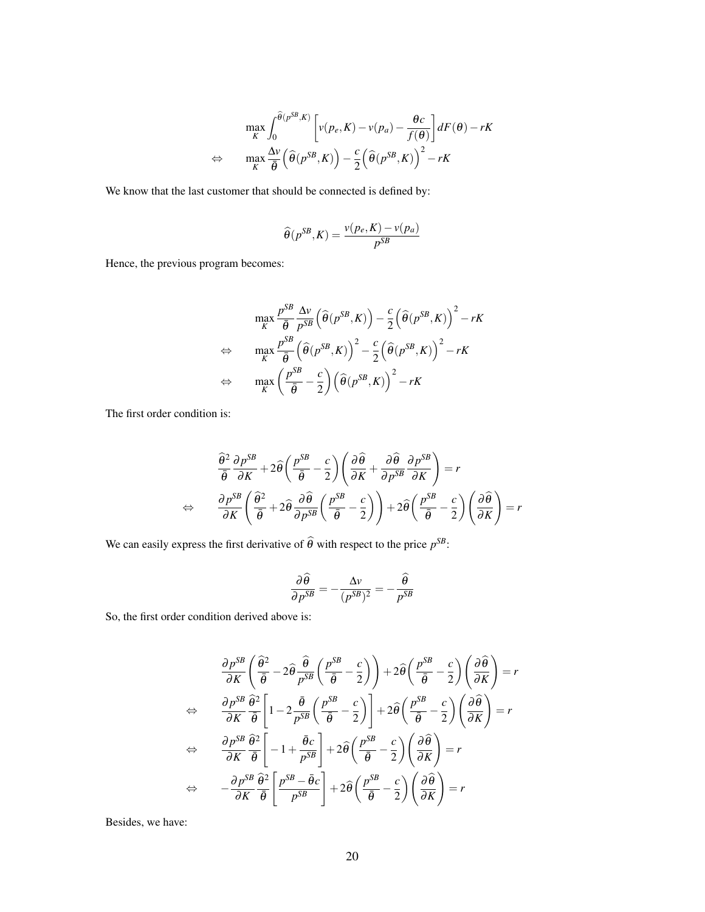$$
\begin{aligned}
& \max_K \int_0^{\widehat{\theta}(p^{SB},K)} \left[ v(p_e,K) - v(p_a) - \frac{\theta c}{f(\theta)} \right] dF(\theta) - rK \\
\Leftrightarrow \quad & \max_K \frac{\Delta v}{\bar{\theta}} \left( \widehat{\theta}(p^{SB},K) \right) - \frac{c}{2} \left( \widehat{\theta}(p^{SB},K) \right)^2 - rK
\end{aligned}
$$

We know that the last customer that should be connected is defined by:

$$
\widehat{\theta}(p^{SB},K) = \frac{v(p_e,K) - v(p_a)}{p^{SB}}
$$

Hence, the previous program becomes:

$$
\begin{aligned}
& \max_K \frac{p^{SB}}{\bar{\theta}} \frac{\Delta v}{p^{SB}} \left( \widehat{\theta}(p^{SB},K) \right) - \frac{c}{2} \left( \widehat{\theta}(p^{SB},K) \right)^2 - rK \\
\Leftrightarrow \quad & \max_K \frac{p^{SB}}{\bar{\theta}} \left( \widehat{\theta}(p^{SB},K) \right)^2 - \frac{c}{2} \left( \widehat{\theta}(p^{SB},K) \right)^2 - rK \\
\Leftrightarrow \quad & \max_K \left( \frac{p^{SB}}{\bar{\theta}} - \frac{c}{2} \right) \left( \widehat{\theta}(p^{SB},K) \right)^2 - rK
\end{aligned}
$$

The first order condition is:

$$
\begin{aligned}
& \frac{\widehat{\theta}^2}{\bar{\theta}} \frac{\partial p^{SB}}{\partial K} + 2\widehat{\theta} \left( \frac{p^{SB}}{\bar{\theta}} - \frac{c}{2} \right) \left( \frac{\partial \widehat{\theta}}{\partial K} + \frac{\partial \widehat{\theta}}{\partial p^{SB}} \frac{\partial p^{SB}}{\partial K} \right) = r \\
\Leftrightarrow \quad & \frac{\partial p^{SB}}{\partial K} \left( \frac{\widehat{\theta}^2}{\bar{\theta}} + 2\widehat{\theta} \frac{\partial \widehat{\theta}}{\partial p^{SB}} \left( \frac{p^{SB}}{\bar{\theta}} - \frac{c}{2} \right) \right) + 2\widehat{\theta} \left( \frac{p^{SB}}{\bar{\theta}} - \frac{c}{2} \right) \left( \frac{\partial \widehat{\theta}}{\partial K} \right) = r
\end{aligned}
$$

We can easily express the first derivative of $\widehat{\theta}$ with respect to the price $p^{SB}$:

$$
\frac{\partial \widehat{\theta}}{\partial p^{SB}} = -\frac{\Delta v}{(p^{SB})^2} = -\frac{\widehat{\theta}}{p^{SB}}
$$

So, the first order condition derived above is:

$$
\begin{aligned}
& \frac{\partial p^{SB}}{\partial K} \left( \frac{\widehat{\theta}^2}{\bar{\theta}} - 2\widehat{\theta} \frac{\widehat{\theta}}{p^{SB}} \left( \frac{p^{SB}}{\bar{\theta}} - \frac{c}{2} \right) \right) + 2\widehat{\theta} \left( \frac{p^{SB}}{\bar{\theta}} - \frac{c}{2} \right) \left( \frac{\partial \widehat{\theta}}{\partial K} \right) = r \\
\Leftrightarrow \quad & \frac{\partial p^{SB}}{\partial K} \frac{\widehat{\theta}^2}{\bar{\theta}} \left[ 1 - 2\frac{\bar{\theta}}{p^{SB}} \left( \frac{p^{SB}}{\bar{\theta}} - \frac{c}{2} \right) \right] + 2\widehat{\theta} \left( \frac{p^{SB}}{\bar{\theta}} - \frac{c}{2} \right) \left( \frac{\partial \widehat{\theta}}{\partial K} \right) = r \\
\Leftrightarrow \quad & \frac{\partial p^{SB}}{\partial K} \frac{\widehat{\theta}^2}{\bar{\theta}} \left[ -1 + \frac{\bar{\theta} c}{p^{SB}} \right] + 2\widehat{\theta} \left( \frac{p^{SB}}{\bar{\theta}} - \frac{c}{2} \right) \left( \frac{\partial \widehat{\theta}}{\partial K} \right) = r \\
\Leftrightarrow \quad & -\frac{\partial p^{SB}}{\partial K} \frac{\widehat{\theta}^2}{\bar{\theta}} \left[ \frac{p^{SB} - \bar{\theta} c}{p^{SB}} \right] + 2\widehat{\theta} \left( \frac{p^{SB}}{\bar{\theta}} - \frac{c}{2} \right) \left( \frac{\partial \widehat{\theta}}{\partial K} \right) = r
\end{aligned}
$$

Besides, we have: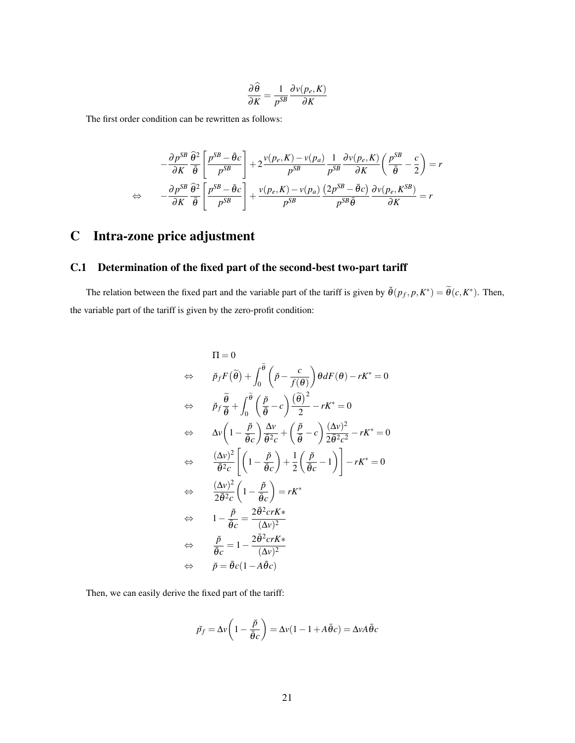$$\frac{\partial \widehat{\theta}}{\partial K} = \frac{1}{p^{SB}} \frac{\partial v(p_e, K)}{\partial K}$$

The first order condition can be rewritten as follows:

$$
\begin{aligned}
& -\frac{\partial p^{SB}}{\partial K} \frac{\widehat{\theta}^2}{\bar{\theta}} \left[ \frac{p^{SB} - \bar{\theta} c}{p^{SB}} \right] + 2 \frac{v(p_e, K) - v(p_a)}{p^{SB}} \frac{1}{p^{SB}} \frac{\partial v(p_e, K)}{\partial K} \left( \frac{p^{SB}}{\bar{\theta}} - \frac{c}{2} \right) = r \\
\Leftrightarrow \quad & -\frac{\partial p^{SB}}{\partial K} \frac{\widehat{\theta}^2}{\bar{\theta}} \left[ \frac{p^{SB} - \bar{\theta} c}{p^{SB}} \right] + \frac{v(p_e, K) - v(p_a)}{p^{SB}} \frac{\left(2p^{SB} - \bar{\theta} c\right)}{p^{SB} \bar{\theta}} \frac{\partial v(p_e, K^{SB})}{\partial K} = r
\end{aligned}
$$

# C Intra-zone price adjustment

## C.1 Determination of the fixed part of the second-best two-part tariff

The relation between the fixed part and the variable part of the tariff is given by $\breve{\theta}(p_f, p, K^*) = \widetilde{\theta}(c, K^*)$. Then, the variable part of the tariff is given by the zero-profit condition:

$$
\begin{aligned}
& \Pi = 0 \\
\Leftrightarrow \quad & \breve{p}_f F\left(\widetilde{\theta}\right) + \int_0^{\widetilde{\theta}} \left( \breve{p} - \frac{c}{f(\theta)} \right) \theta dF(\theta) - rK^* = 0 \\
\Leftrightarrow \quad & \breve{p}_f \frac{\widetilde{\theta}}{\bar{\theta}} + \int_0^{\widetilde{\theta}} \left( \frac{\breve{p}}{\bar{\theta}} - c \right) \frac{\left(\widetilde{\theta}\right)^2}{2} - rK^* = 0 \\
\Leftrightarrow \quad & \Delta v \left( 1 - \frac{\breve{p}}{\bar{\theta} c} \right) \frac{\Delta v}{\bar{\theta}^2 c} + \left( \frac{\breve{p}}{\bar{\theta}} - c \right) \frac{(\Delta v)^2}{2 \bar{\theta}^2 c^2} - rK^* = 0 \\
\Leftrightarrow \quad & \frac{(\Delta v)^2}{\bar{\theta}^2 c} \left[ \left( 1 - \frac{\breve{p}}{\bar{\theta} c} \right) + \frac{1}{2} \left( \frac{\breve{p}}{\bar{\theta} c} - 1 \right) \right] - rK^* = 0 \\
\Leftrightarrow \quad & \frac{(\Delta v)^2}{2 \bar{\theta}^2 c} \left( 1 - \frac{\breve{p}}{\bar{\theta} c} \right) = rK^* \\
\Leftrightarrow \quad & 1 - \frac{\breve{p}}{\bar{\theta} c} = \frac{2 \bar{\theta}^2 c r K*}{(\Delta v)^2} \\
\Leftrightarrow \quad & \frac{\breve{p}}{\bar{\theta} c} = 1 - \frac{2 \bar{\theta}^2 c r K*}{(\Delta v)^2} \\
\Leftrightarrow \quad & \breve{p} = \bar{\theta} c (1 - A \bar{\theta} c)
\end{aligned}
$$

Then, we can easily derive the fixed part of the tariff:

$$\breve{p}_f = \Delta v \left( 1 - \frac{\breve{p}}{\bar{\theta} c} \right) = \Delta v (1 - 1 + A \bar{\theta} c) = \Delta v A \bar{\theta} c$$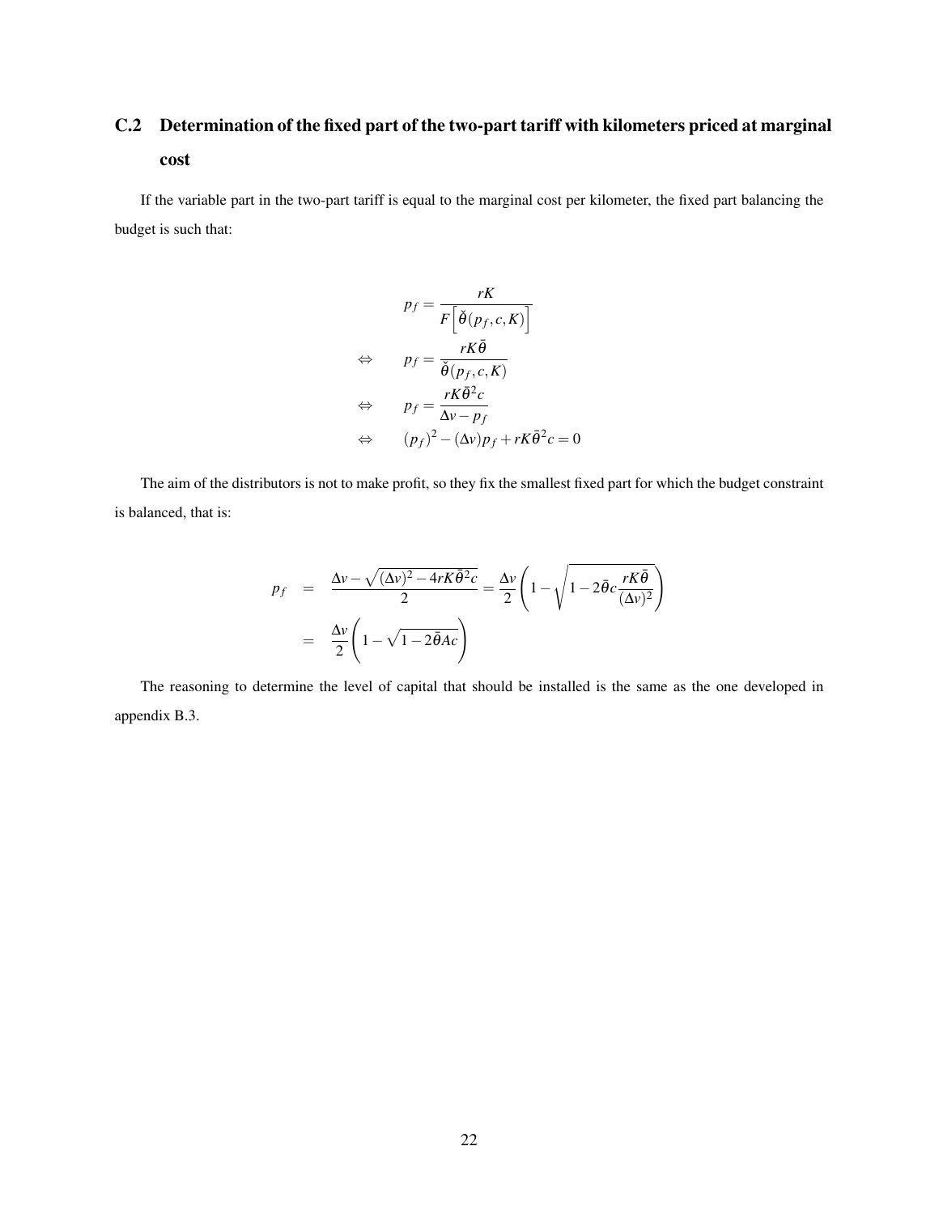## C.2 Determination of the fixed part of the two-part tariff with kilometers priced at marginal cost

If the variable part in the two-part tariff is equal to the marginal cost per kilometer, the fixed part balancing the budget is such that:

$$
\begin{aligned}
& p_f = \frac{rK}{F\left[\check{\theta}(p_f, c, K)\right]} \\
\Leftrightarrow \quad & p_f = \frac{rK\bar{\theta}}{\check{\theta}(p_f, c, K)} \\
\Leftrightarrow \quad & p_f = \frac{rK\bar{\theta}^2 c}{\Delta v - p_f} \\
\Leftrightarrow \quad & (p_f)^2 - (\Delta v)p_f + rK\bar{\theta}^2 c = 0
\end{aligned}
$$

The aim of the distributors is not to make profit, so they fix the smallest fixed part for which the budget constraint is balanced, that is:

$$
\begin{aligned}
p_f &= \frac{\Delta v - \sqrt{(\Delta v)^2 - 4rK\bar{\theta}^2 c}}{2} = \frac{\Delta v}{2}\left(1 - \sqrt{1 - 2\bar{\theta}c\frac{rK\bar{\theta}}{(\Delta v)^2}}\right) \\
&= \frac{\Delta v}{2}\left(1 - \sqrt{1 - 2\bar{\theta}Ac}\right)
\end{aligned}
$$

The reasoning to determine the level of capital that should be installed is the same as the one developed in appendix B.3.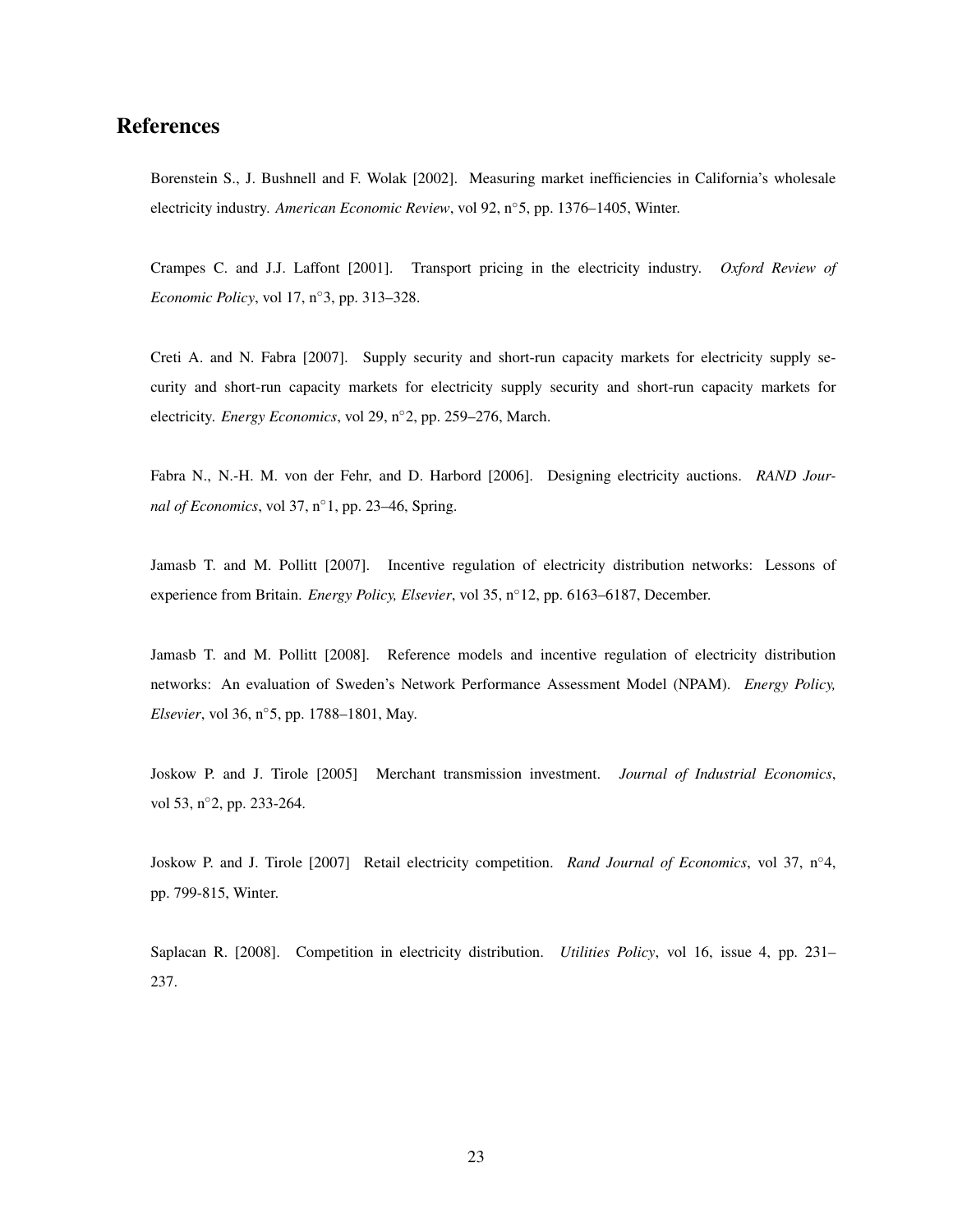## References

Borenstein S., J. Bushnell and F. Wolak [2002]. Measuring market inefficiencies in California's wholesale electricity industry. *American Economic Review*, vol 92, n°5, pp. 1376–1405, Winter.

Crampes C. and J.J. Laffont [2001]. Transport pricing in the electricity industry. *Oxford Review of Economic Policy*, vol 17, n°3, pp. 313–328.

Creti A. and N. Fabra [2007]. Supply security and short-run capacity markets for electricity supply security and short-run capacity markets for electricity supply security and short-run capacity markets for electricity. *Energy Economics*, vol 29, n°2, pp. 259–276, March.

Fabra N., N.-H. M. von der Fehr, and D. Harbord [2006]. Designing electricity auctions. *RAND Journal of Economics*, vol 37, n°1, pp. 23–46, Spring.

Jamasb T. and M. Pollitt [2007]. Incentive regulation of electricity distribution networks: Lessons of experience from Britain. *Energy Policy, Elsevier*, vol 35, n°12, pp. 6163–6187, December.

Jamasb T. and M. Pollitt [2008]. Reference models and incentive regulation of electricity distribution networks: An evaluation of Sweden's Network Performance Assessment Model (NPAM). *Energy Policy, Elsevier*, vol 36, n°5, pp. 1788–1801, May.

Joskow P. and J. Tirole [2005] Merchant transmission investment. *Journal of Industrial Economics*, vol 53, n°2, pp. 233-264.

Joskow P. and J. Tirole [2007] Retail electricity competition. *Rand Journal of Economics*, vol 37, n°4, pp. 799-815, Winter.

Saplacan R. [2008]. Competition in electricity distribution. *Utilities Policy*, vol 16, issue 4, pp. 231–237.